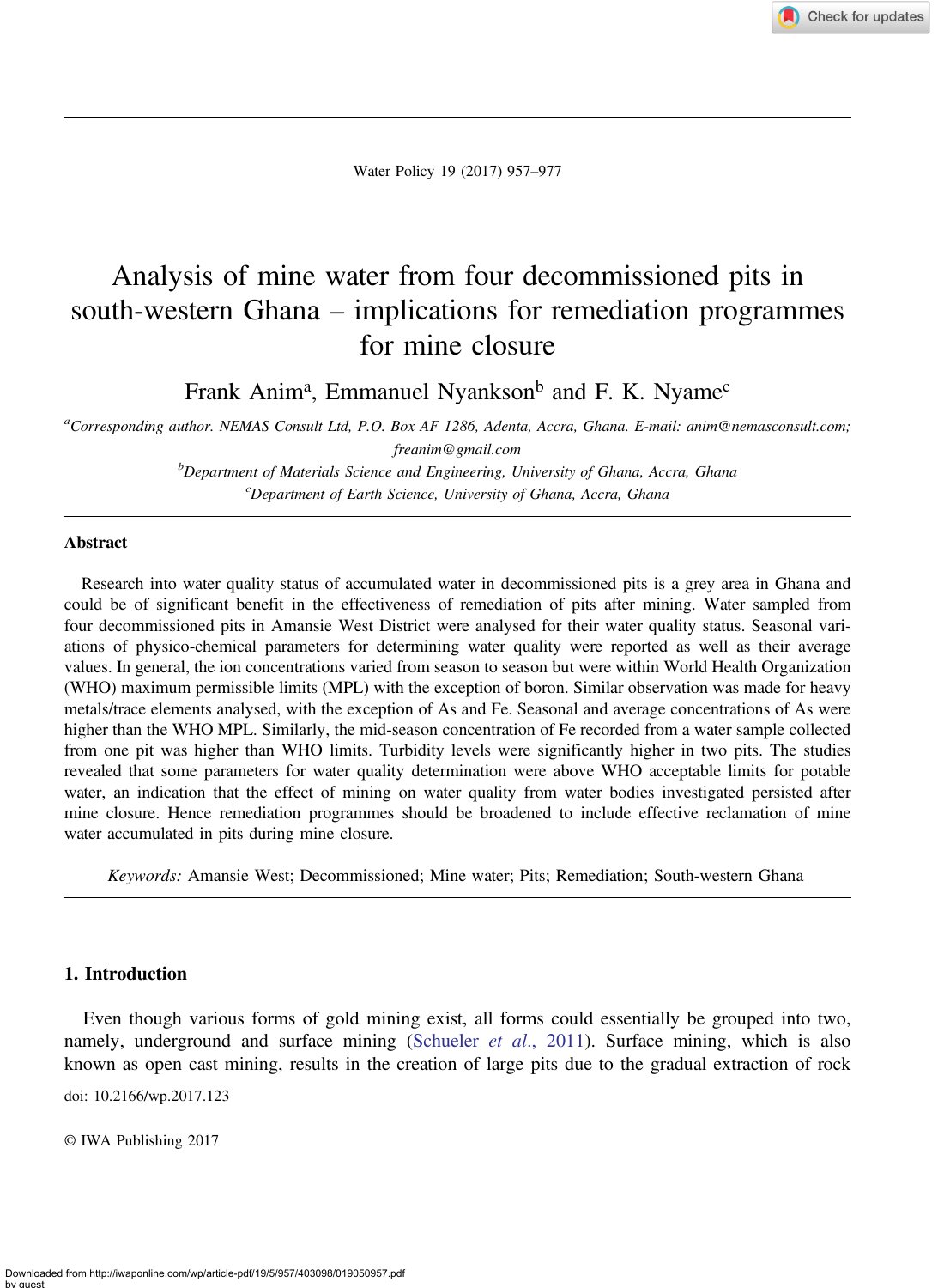# Analysis of mine water from four decommissioned pits in south-western Ghana – implications for remediation programmes for mine closure

Frank Anim[a], Emmanuel Nyankson[b] and F. K. Nyame[c]

[a]*Corresponding author. NEMAS Consult Ltd, P.O. Box AF 1286, Adenta, Accra, Ghana. E-mail: anim@nemasconsult.com; freanim@gmail.com*

[b]*Department of Materials Science and Engineering, University of Ghana, Accra, Ghana*

[c]*Department of Earth Science, University of Ghana, Accra, Ghana*

## Abstract

Research into water quality status of accumulated water in decommissioned pits is a grey area in Ghana and could be of significant benefit in the effectiveness of remediation of pits after mining. Water sampled from four decommissioned pits in Amansie West District were analysed for their water quality status. Seasonal variations of physico-chemical parameters for determining water quality were reported as well as their average values. In general, the ion concentrations varied from season to season but were within World Health Organization (WHO) maximum permissible limits (MPL) with the exception of boron. Similar observation was made for heavy metals/trace elements analysed, with the exception of As and Fe. Seasonal and average concentrations of As were higher than the WHO MPL. Similarly, the mid-season concentration of Fe recorded from a water sample collected from one pit was higher than WHO limits. Turbidity levels were significantly higher in two pits. The studies revealed that some parameters for water quality determination were above WHO acceptable limits for potable water, an indication that the effect of mining on water quality from water bodies investigated persisted after mine closure. Hence remediation programmes should be broadened to include effective reclamation of mine water accumulated in pits during mine closure.

*Keywords:* Amansie West; Decommissioned; Mine water; Pits; Remediation; South-western Ghana

## 1. Introduction

Even though various forms of gold mining exist, all forms could essentially be grouped into two, namely, underground and surface mining (Schueler *et al.*, 2011). Surface mining, which is also known as open cast mining, results in the creation of large pits due to the gradual extraction of rock

doi: 10.2166/wp.2017.123

© IWA Publishing 2017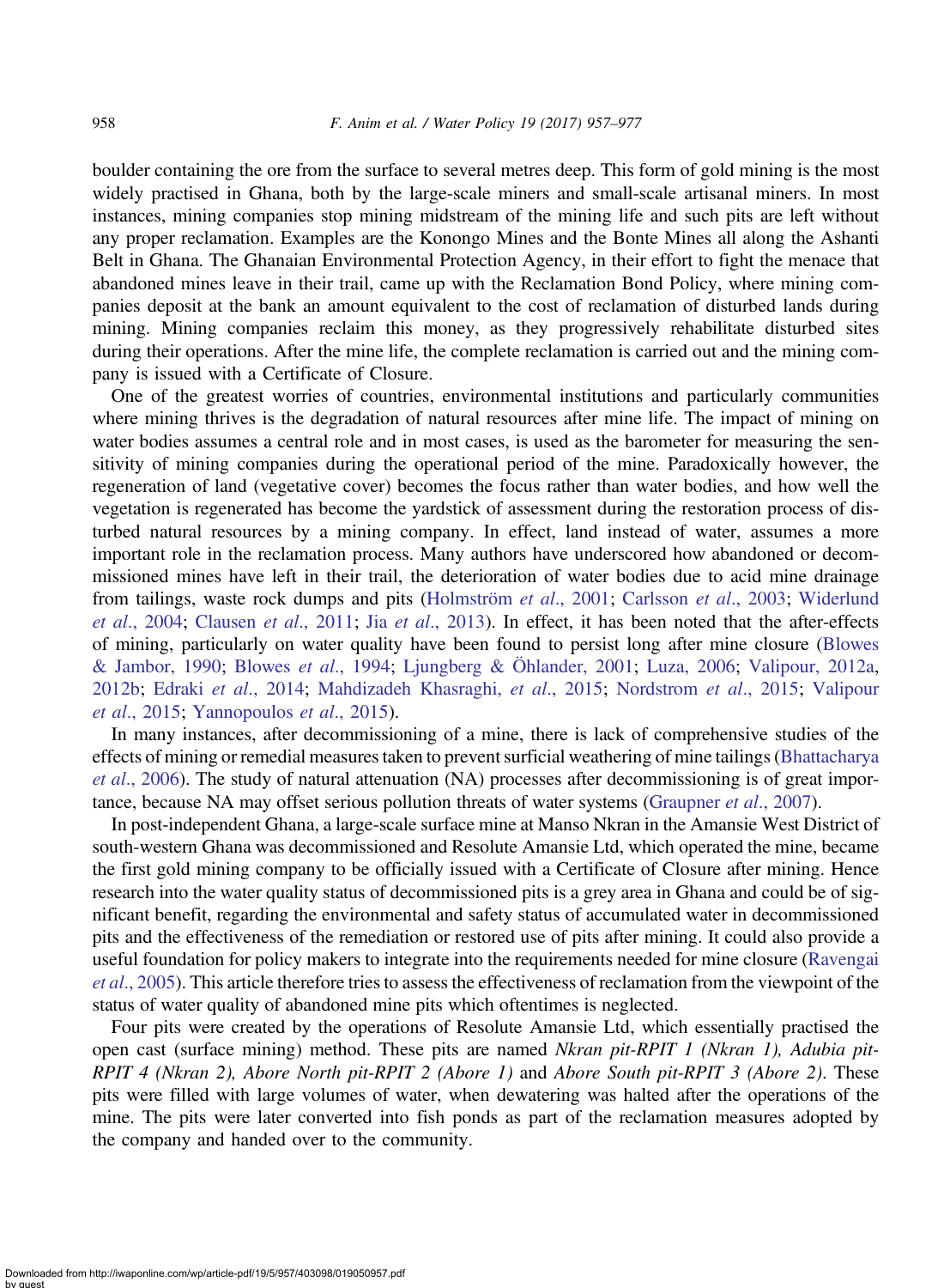boulder containing the ore from the surface to several metres deep. This form of gold mining is the most widely practised in Ghana, both by the large-scale miners and small-scale artisanal miners. In most instances, mining companies stop mining midstream of the mining life and such pits are left without any proper reclamation. Examples are the Konongo Mines and the Bonte Mines all along the Ashanti Belt in Ghana. The Ghanaian Environmental Protection Agency, in their effort to fight the menace that abandoned mines leave in their trail, came up with the Reclamation Bond Policy, where mining companies deposit at the bank an amount equivalent to the cost of reclamation of disturbed lands during mining. Mining companies reclaim this money, as they progressively rehabilitate disturbed sites during their operations. After the mine life, the complete reclamation is carried out and the mining company is issued with a Certificate of Closure.

One of the greatest worries of countries, environmental institutions and particularly communities where mining thrives is the degradation of natural resources after mine life. The impact of mining on water bodies assumes a central role and in most cases, is used as the barometer for measuring the sensitivity of mining companies during the operational period of the mine. Paradoxically however, the regeneration of land (vegetative cover) becomes the focus rather than water bodies, and how well the vegetation is regenerated has become the yardstick of assessment during the restoration process of disturbed natural resources by a mining company. In effect, land instead of water, assumes a more important role in the reclamation process. Many authors have underscored how abandoned or decommissioned mines have left in their trail, the deterioration of water bodies due to acid mine drainage from tailings, waste rock dumps and pits (Holmström *et al.*, 2001; Carlsson *et al.*, 2003; Widerlund *et al.*, 2004; Clausen *et al.*, 2011; Jia *et al.*, 2013). In effect, it has been noted that the after-effects of mining, particularly on water quality have been found to persist long after mine closure (Blowes & Jambor, 1990; Blowes *et al.*, 1994; Ljungberg & Öhlander, 2001; Luza, 2006; Valipour, 2012a, 2012b; Edraki *et al.*, 2014; Mahdizadeh Khasraghi, *et al.*, 2015; Nordstrom *et al.*, 2015; Valipour *et al.*, 2015; Yannopoulos *et al.*, 2015).

In many instances, after decommissioning of a mine, there is lack of comprehensive studies of the effects of mining or remedial measures taken to prevent surficial weathering of mine tailings (Bhattacharya *et al.*, 2006). The study of natural attenuation (NA) processes after decommissioning is of great importance, because NA may offset serious pollution threats of water systems (Graupner *et al.*, 2007).

In post-independent Ghana, a large-scale surface mine at Manso Nkran in the Amansie West District of south-western Ghana was decommissioned and Resolute Amansie Ltd, which operated the mine, became the first gold mining company to be officially issued with a Certificate of Closure after mining. Hence research into the water quality status of decommissioned pits is a grey area in Ghana and could be of significant benefit, regarding the environmental and safety status of accumulated water in decommissioned pits and the effectiveness of the remediation or restored use of pits after mining. It could also provide a useful foundation for policy makers to integrate into the requirements needed for mine closure (Ravengai *et al.*, 2005). This article therefore tries to assess the effectiveness of reclamation from the viewpoint of the status of water quality of abandoned mine pits which oftentimes is neglected.

Four pits were created by the operations of Resolute Amansie Ltd, which essentially practised the open cast (surface mining) method. These pits are named *Nkran pit-RPIT 1 (Nkran 1), Adubia pit-RPIT 4 (Nkran 2), Abore North pit-RPIT 2 (Abore 1)* and *Abore South pit-RPIT 3 (Abore 2)*. These pits were filled with large volumes of water, when dewatering was halted after the operations of the mine. The pits were later converted into fish ponds as part of the reclamation measures adopted by the company and handed over to the community.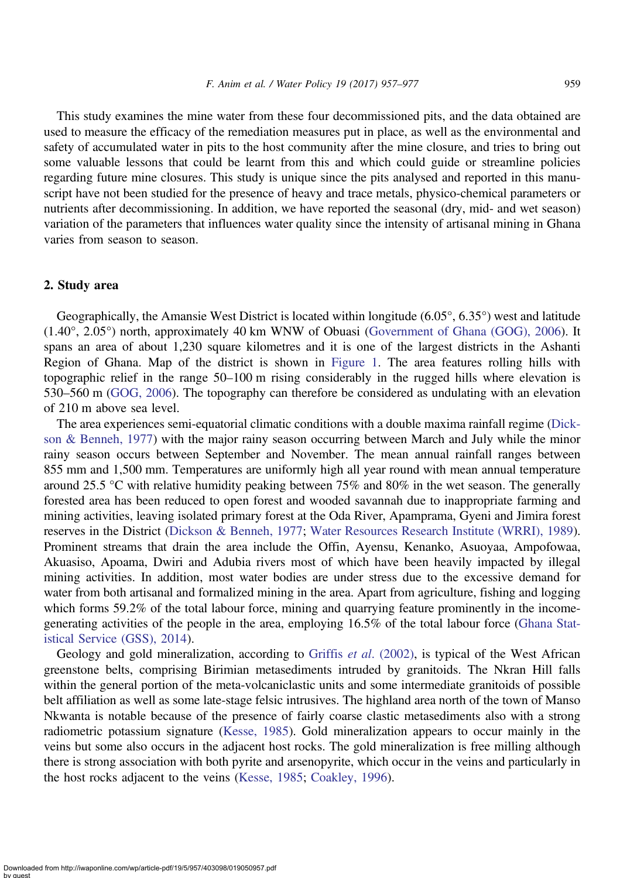This study examines the mine water from these four decommissioned pits, and the data obtained are used to measure the efficacy of the remediation measures put in place, as well as the environmental and safety of accumulated water in pits to the host community after the mine closure, and tries to bring out some valuable lessons that could be learnt from this and which could guide or streamline policies regarding future mine closures. This study is unique since the pits analysed and reported in this manuscript have not been studied for the presence of heavy and trace metals, physico-chemical parameters or nutrients after decommissioning. In addition, we have reported the seasonal (dry, mid- and wet season) variation of the parameters that influences water quality since the intensity of artisanal mining in Ghana varies from season to season.

## 2. Study area

Geographically, the Amansie West District is located within longitude (6.05°, 6.35°) west and latitude (1.40°, 2.05°) north, approximately 40 km WNW of Obuasi (Government of Ghana (GOG), 2006). It spans an area of about 1,230 square kilometres and it is one of the largest districts in the Ashanti Region of Ghana. Map of the district is shown in Figure 1. The area features rolling hills with topographic relief in the range 50–100 m rising considerably in the rugged hills where elevation is 530–560 m (GOG, 2006). The topography can therefore be considered as undulating with an elevation of 210 m above sea level.

The area experiences semi-equatorial climatic conditions with a double maxima rainfall regime (Dickson & Benneh, 1977) with the major rainy season occurring between March and July while the minor rainy season occurs between September and November. The mean annual rainfall ranges between 855 mm and 1,500 mm. Temperatures are uniformly high all year round with mean annual temperature around 25.5 °C with relative humidity peaking between 75% and 80% in the wet season. The generally forested area has been reduced to open forest and wooded savannah due to inappropriate farming and mining activities, leaving isolated primary forest at the Oda River, Apamprama, Gyeni and Jimira forest reserves in the District (Dickson & Benneh, 1977; Water Resources Research Institute (WRRI), 1989). Prominent streams that drain the area include the Offin, Ayensu, Kenanko, Asuoyaa, Ampofowaa, Akuasiso, Apoama, Dwiri and Adubia rivers most of which have been heavily impacted by illegal mining activities. In addition, most water bodies are under stress due to the excessive demand for water from both artisanal and formalized mining in the area. Apart from agriculture, fishing and logging which forms 59.2% of the total labour force, mining and quarrying feature prominently in the income-generating activities of the people in the area, employing 16.5% of the total labour force (Ghana Statistical Service (GSS), 2014).

Geology and gold mineralization, according to Griffis *et al*. (2002), is typical of the West African greenstone belts, comprising Birimian metasediments intruded by granitoids. The Nkran Hill falls within the general portion of the meta-volcaniclastic units and some intermediate granitoids of possible belt affiliation as well as some late-stage felsic intrusives. The highland area north of the town of Manso Nkwanta is notable because of the presence of fairly coarse clastic metasediments also with a strong radiometric potassium signature (Kesse, 1985). Gold mineralization appears to occur mainly in the veins but some also occurs in the adjacent host rocks. The gold mineralization is free milling although there is strong association with both pyrite and arsenopyrite, which occur in the veins and particularly in the host rocks adjacent to the veins (Kesse, 1985; Coakley, 1996).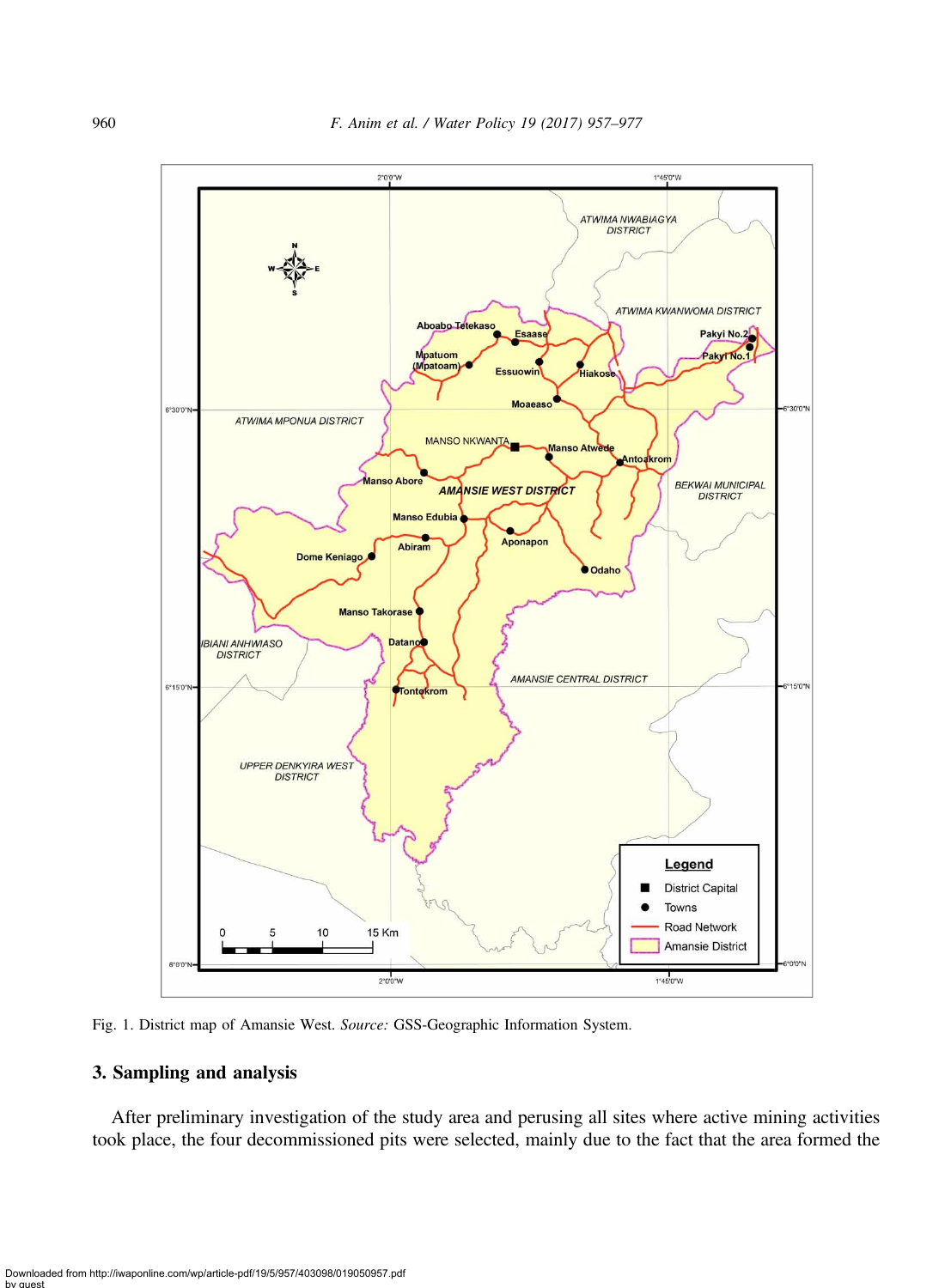Fig. 1. District map of Amansie West. *Source:* GSS-Geographic Information System.

## 3. Sampling and analysis

After preliminary investigation of the study area and perusing all sites where active mining activities took place, the four decommissioned pits were selected, mainly due to the fact that the area formed the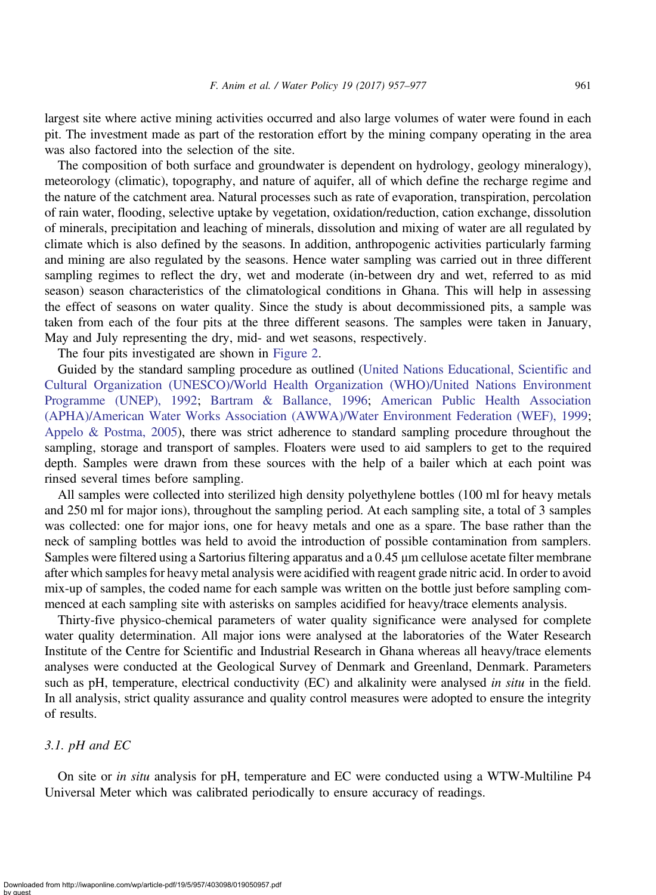largest site where active mining activities occurred and also large volumes of water were found in each pit. The investment made as part of the restoration effort by the mining company operating in the area was also factored into the selection of the site.

The composition of both surface and groundwater is dependent on hydrology, geology mineralogy), meteorology (climatic), topography, and nature of aquifer, all of which define the recharge regime and the nature of the catchment area. Natural processes such as rate of evaporation, transpiration, percolation of rain water, flooding, selective uptake by vegetation, oxidation/reduction, cation exchange, dissolution of minerals, precipitation and leaching of minerals, dissolution and mixing of water are all regulated by climate which is also defined by the seasons. In addition, anthropogenic activities particularly farming and mining are also regulated by the seasons. Hence water sampling was carried out in three different sampling regimes to reflect the dry, wet and moderate (in-between dry and wet, referred to as mid season) season characteristics of the climatological conditions in Ghana. This will help in assessing the effect of seasons on water quality. Since the study is about decommissioned pits, a sample was taken from each of the four pits at the three different seasons. The samples were taken in January, May and July representing the dry, mid- and wet seasons, respectively.

The four pits investigated are shown in Figure 2.

Guided by the standard sampling procedure as outlined (United Nations Educational, Scientific and Cultural Organization (UNESCO)/World Health Organization (WHO)/United Nations Environment Programme (UNEP), 1992; Bartram & Ballance, 1996; American Public Health Association (APHA)/American Water Works Association (AWWA)/Water Environment Federation (WEF), 1999; Appelo & Postma, 2005), there was strict adherence to standard sampling procedure throughout the sampling, storage and transport of samples. Floaters were used to aid samplers to get to the required depth. Samples were drawn from these sources with the help of a bailer which at each point was rinsed several times before sampling.

All samples were collected into sterilized high density polyethylene bottles (100 ml for heavy metals and 250 ml for major ions), throughout the sampling period. At each sampling site, a total of 3 samples was collected: one for major ions, one for heavy metals and one as a spare. The base rather than the neck of sampling bottles was held to avoid the introduction of possible contamination from samplers. Samples were filtered using a Sartorius filtering apparatus and a 0.45 μm cellulose acetate filter membrane after which samples for heavy metal analysis were acidified with reagent grade nitric acid. In order to avoid mix-up of samples, the coded name for each sample was written on the bottle just before sampling commenced at each sampling site with asterisks on samples acidified for heavy/trace elements analysis.

Thirty-five physico-chemical parameters of water quality significance were analysed for complete water quality determination. All major ions were analysed at the laboratories of the Water Research Institute of the Centre for Scientific and Industrial Research in Ghana whereas all heavy/trace elements analyses were conducted at the Geological Survey of Denmark and Greenland, Denmark. Parameters such as pH, temperature, electrical conductivity (EC) and alkalinity were analysed *in situ* in the field. In all analysis, strict quality assurance and quality control measures were adopted to ensure the integrity of results.

### 3.1. pH and EC

On site or *in situ* analysis for pH, temperature and EC were conducted using a WTW-Multiline P4 Universal Meter which was calibrated periodically to ensure accuracy of readings.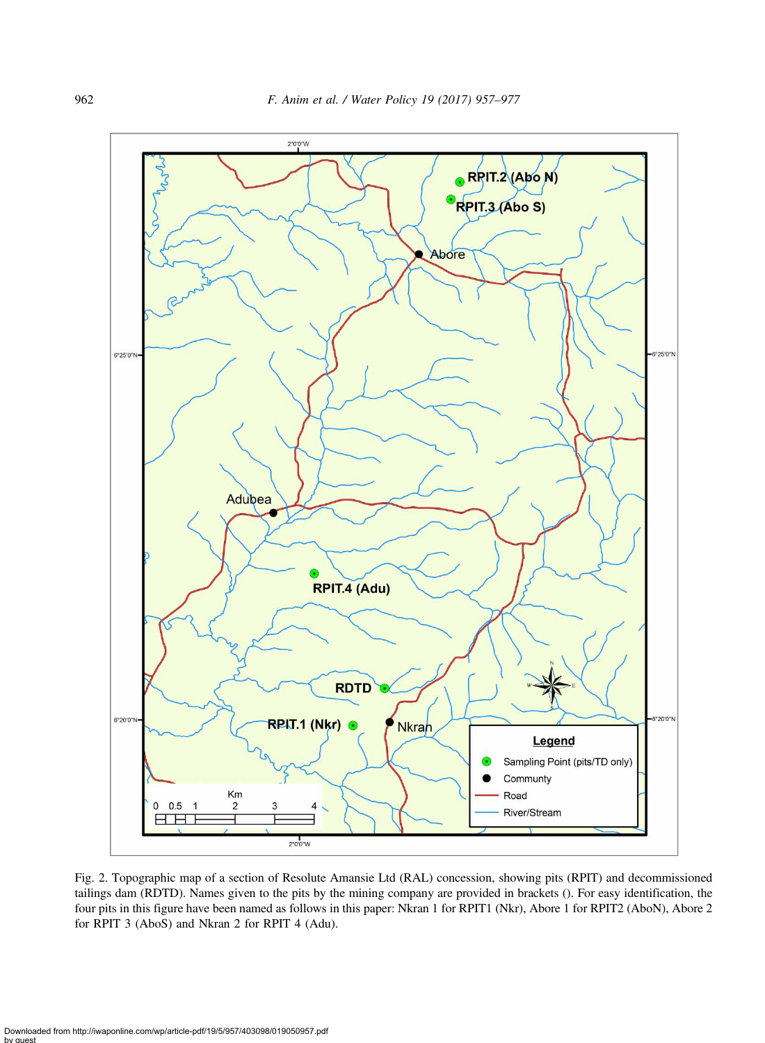Fig. 2. Topographic map of a section of Resolute Amansie Ltd (RAL) concession, showing pits (RPIT) and decommissioned tailings dam (RDTD). Names given to the pits by the mining company are provided in brackets (). For easy identification, the four pits in this figure have been named as follows in this paper: Nkran 1 for RPIT1 (Nkr), Abore 1 for RPIT2 (AboN), Abore 2 for RPIT 3 (AboS) and Nkran 2 for RPIT 4 (Adu).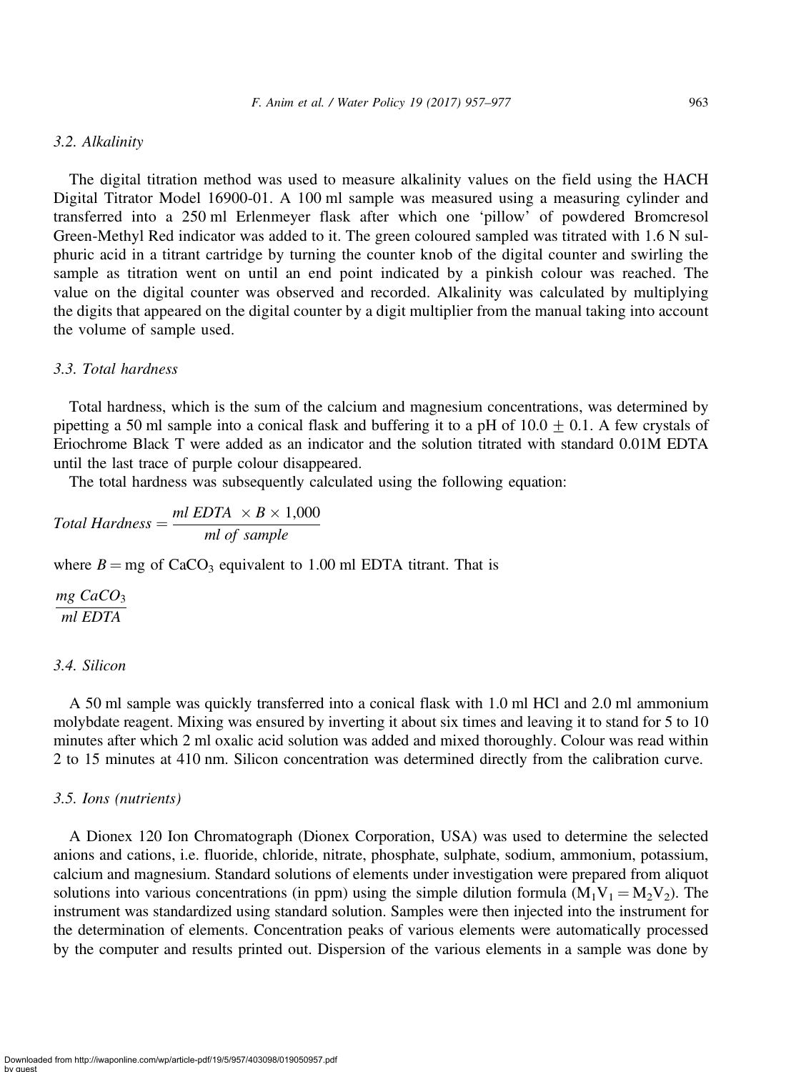### 3.2. Alkalinity

The digital titration method was used to measure alkalinity values on the field using the HACH Digital Titrator Model 16900-01. A 100 ml sample was measured using a measuring cylinder and transferred into a 250 ml Erlenmeyer flask after which one 'pillow' of powdered Bromcresol Green-Methyl Red indicator was added to it. The green coloured sampled was titrated with 1.6 N sulphuric acid in a titrant cartridge by turning the counter knob of the digital counter and swirling the sample as titration went on until an end point indicated by a pinkish colour was reached. The value on the digital counter was observed and recorded. Alkalinity was calculated by multiplying the digits that appeared on the digital counter by a digit multiplier from the manual taking into account the volume of sample used.

### 3.3. Total hardness

Total hardness, which is the sum of the calcium and magnesium concentrations, was determined by pipetting a 50 ml sample into a conical flask and buffering it to a pH of $10.0 \pm 0.1$. A few crystals of Eriochrome Black T were added as an indicator and the solution titrated with standard 0.01M EDTA until the last trace of purple colour disappeared.

The total hardness was subsequently calculated using the following equation:

$$Total\ Hardness = \frac{ml\ EDTA\ \times B \times 1{,}000}{ml\ of\ sample}$$

where $B =$ mg of $CaCO_3$ equivalent to 1.00 ml EDTA titrant. That is

$$\frac{mg\ CaCO_3}{ml\ EDTA}$$

### 3.4. Silicon

A 50 ml sample was quickly transferred into a conical flask with 1.0 ml HCl and 2.0 ml ammonium molybdate reagent. Mixing was ensured by inverting it about six times and leaving it to stand for 5 to 10 minutes after which 2 ml oxalic acid solution was added and mixed thoroughly. Colour was read within 2 to 15 minutes at 410 nm. Silicon concentration was determined directly from the calibration curve.

### 3.5. Ions (nutrients)

A Dionex 120 Ion Chromatograph (Dionex Corporation, USA) was used to determine the selected anions and cations, i.e. fluoride, chloride, nitrate, phosphate, sulphate, sodium, ammonium, potassium, calcium and magnesium. Standard solutions of elements under investigation were prepared from aliquot solutions into various concentrations (in ppm) using the simple dilution formula ($M_1V_1 = M_2V_2$). The instrument was standardized using standard solution. Samples were then injected into the instrument for the determination of elements. Concentration peaks of various elements were automatically processed by the computer and results printed out. Dispersion of the various elements in a sample was done by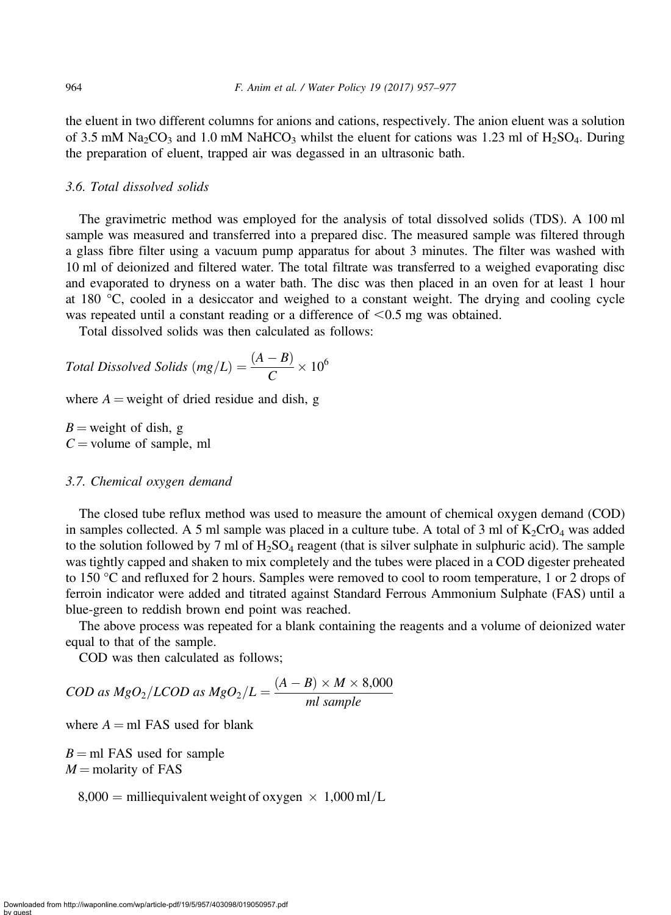the eluent in two different columns for anions and cations, respectively. The anion eluent was a solution of 3.5 mM $Na_2CO_3$ and 1.0 mM $NaHCO_3$ whilst the eluent for cations was 1.23 ml of $H_2SO_4$. During the preparation of eluent, trapped air was degassed in an ultrasonic bath.

### 3.6. Total dissolved solids

The gravimetric method was employed for the analysis of total dissolved solids (TDS). A 100 ml sample was measured and transferred into a prepared disc. The measured sample was filtered through a glass fibre filter using a vacuum pump apparatus for about 3 minutes. The filter was washed with 10 ml of deionized and filtered water. The total filtrate was transferred to a weighed evaporating disc and evaporated to dryness on a water bath. The disc was then placed in an oven for at least 1 hour at 180 °C, cooled in a desiccator and weighed to a constant weight. The drying and cooling cycle was repeated until a constant reading or a difference of <0.5 mg was obtained.

Total dissolved solids was then calculated as follows:

$$Total\ Dissolved\ Solids\ (mg/L) = \frac{(A - B)}{C} \times 10^6$$

where $A$ = weight of dried residue and dish, g

$B$ = weight of dish, g
$C$ = volume of sample, ml

### 3.7. Chemical oxygen demand

The closed tube reflux method was used to measure the amount of chemical oxygen demand (COD) in samples collected. A 5 ml sample was placed in a culture tube. A total of 3 ml of $K_2CrO_4$ was added to the solution followed by 7 ml of $H_2SO_4$ reagent (that is silver sulphate in sulphuric acid). The sample was tightly capped and shaken to mix completely and the tubes were placed in a COD digester preheated to 150 °C and refluxed for 2 hours. Samples were removed to cool to room temperature, 1 or 2 drops of ferroin indicator were added and titrated against Standard Ferrous Ammonium Sulphate (FAS) until a blue-green to reddish brown end point was reached.

The above process was repeated for a blank containing the reagents and a volume of deionized water equal to that of the sample.

COD was then calculated as follows;

$$COD\ as\ MgO_2/LCOD\ as\ MgO_2/L = \frac{(A - B) \times M \times 8{,}000}{ml\ sample}$$

where $A$ = ml FAS used for blank

$B$ = ml FAS used for sample
$M$ = molarity of FAS

$8{,}000$ = milliequivalent weight of oxygen $\times$ 1,000 ml/L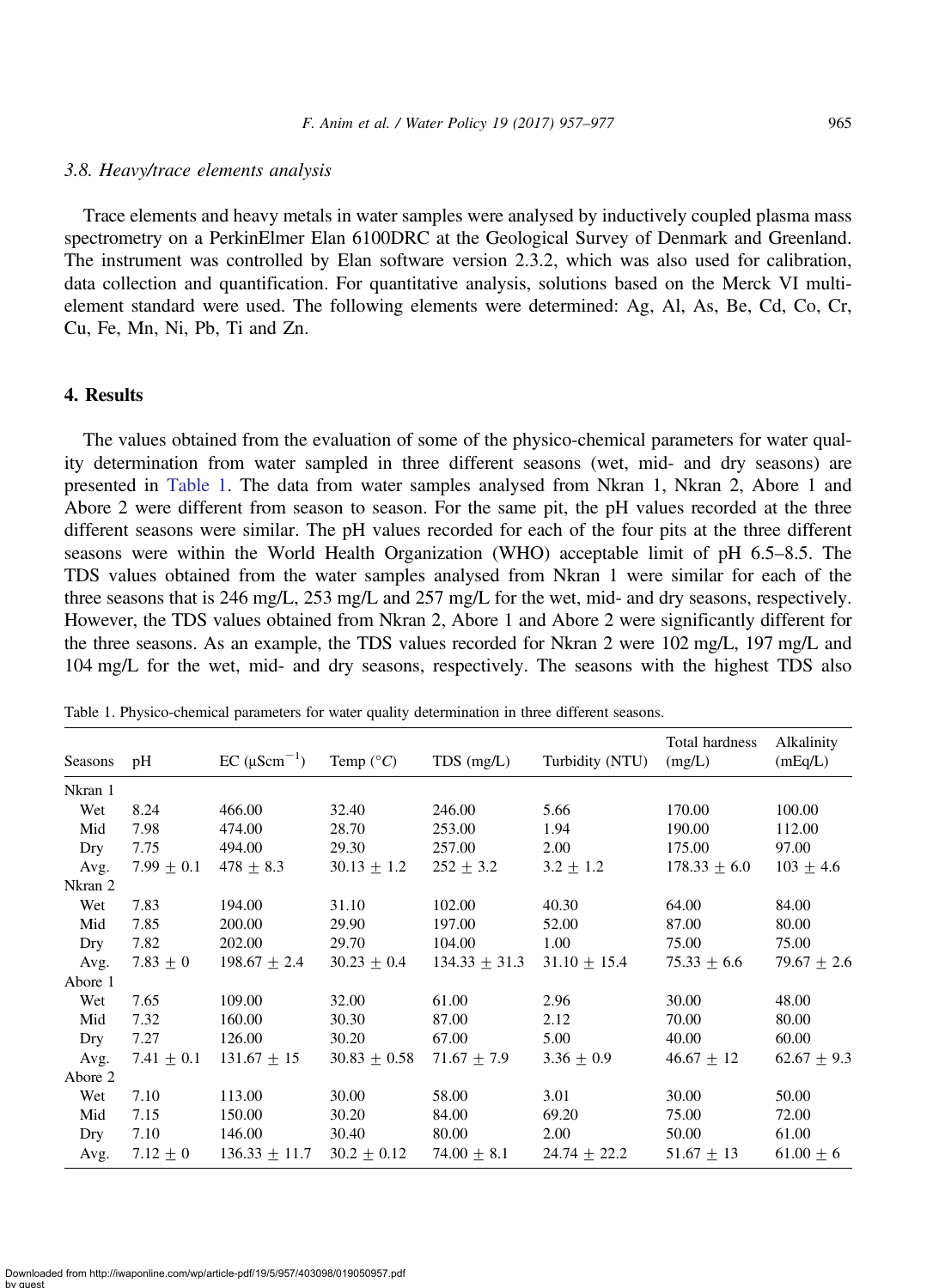### 3.8. Heavy/trace elements analysis

Trace elements and heavy metals in water samples were analysed by inductively coupled plasma mass spectrometry on a PerkinElmer Elan 6100DRC at the Geological Survey of Denmark and Greenland. The instrument was controlled by Elan software version 2.3.2, which was also used for calibration, data collection and quantification. For quantitative analysis, solutions based on the Merck VI multi-element standard were used. The following elements were determined: Ag, Al, As, Be, Cd, Co, Cr, Cu, Fe, Mn, Ni, Pb, Ti and Zn.

## 4. Results

The values obtained from the evaluation of some of the physico-chemical parameters for water quality determination from water sampled in three different seasons (wet, mid- and dry seasons) are presented in Table 1. The data from water samples analysed from Nkran 1, Nkran 2, Abore 1 and Abore 2 were different from season to season. For the same pit, the pH values recorded at the three different seasons were similar. The pH values recorded for each of the four pits at the three different seasons were within the World Health Organization (WHO) acceptable limit of pH 6.5–8.5. The TDS values obtained from the water samples analysed from Nkran 1 were similar for each of the three seasons that is 246 mg/L, 253 mg/L and 257 mg/L for the wet, mid- and dry seasons, respectively. However, the TDS values obtained from Nkran 2, Abore 1 and Abore 2 were significantly different for the three seasons. As an example, the TDS values recorded for Nkran 2 were 102 mg/L, 197 mg/L and 104 mg/L for the wet, mid- and dry seasons, respectively. The seasons with the highest TDS also

Table 1. Physico-chemical parameters for water quality determination in three different seasons.

| Seasons | pH | EC ($\mu Scm^{-1}$) | Temp ($°C$) | TDS (mg/L) | Turbidity (NTU) | Total hardness (mg/L) | Alkalinity (mEq/L) |
|---|---|---|---|---|---|---|---|
| Nkran 1 | | | | | | | |
| Wet | 8.24 | 466.00 | 32.40 | 246.00 | 5.66 | 170.00 | 100.00 |
| Mid | 7.98 | 474.00 | 28.70 | 253.00 | 1.94 | 190.00 | 112.00 |
| Dry | 7.75 | 494.00 | 29.30 | 257.00 | 2.00 | 175.00 | 97.00 |
| Avg. | 7.99 ± 0.1 | 478 ± 8.3 | 30.13 ± 1.2 | 252 ± 3.2 | 3.2 ± 1.2 | 178.33 ± 6.0 | 103 ± 4.6 |
| Nkran 2 | | | | | | | |
| Wet | 7.83 | 194.00 | 31.10 | 102.00 | 40.30 | 64.00 | 84.00 |
| Mid | 7.85 | 200.00 | 29.90 | 197.00 | 52.00 | 87.00 | 80.00 |
| Dry | 7.82 | 202.00 | 29.70 | 104.00 | 1.00 | 75.00 | 75.00 |
| Avg. | 7.83 ± 0 | 198.67 ± 2.4 | 30.23 ± 0.4 | 134.33 ± 31.3 | 31.10 ± 15.4 | 75.33 ± 6.6 | 79.67 ± 2.6 |
| Abore 1 | | | | | | | |
| Wet | 7.65 | 109.00 | 32.00 | 61.00 | 2.96 | 30.00 | 48.00 |
| Mid | 7.32 | 160.00 | 30.30 | 87.00 | 2.12 | 70.00 | 80.00 |
| Dry | 7.27 | 126.00 | 30.20 | 67.00 | 5.00 | 40.00 | 60.00 |
| Avg. | 7.41 ± 0.1 | 131.67 ± 15 | 30.83 ± 0.58 | 71.67 ± 7.9 | 3.36 ± 0.9 | 46.67 ± 12 | 62.67 ± 9.3 |
| Abore 2 | | | | | | | |
| Wet | 7.10 | 113.00 | 30.00 | 58.00 | 3.01 | 30.00 | 50.00 |
| Mid | 7.15 | 150.00 | 30.20 | 84.00 | 69.20 | 75.00 | 72.00 |
| Dry | 7.10 | 146.00 | 30.40 | 80.00 | 2.00 | 50.00 | 61.00 |
| Avg. | 7.12 ± 0 | 136.33 ± 11.7 | 30.2 ± 0.12 | 74.00 ± 8.1 | 24.74 ± 22.2 | 51.67 ± 13 | 61.00 ± 6 |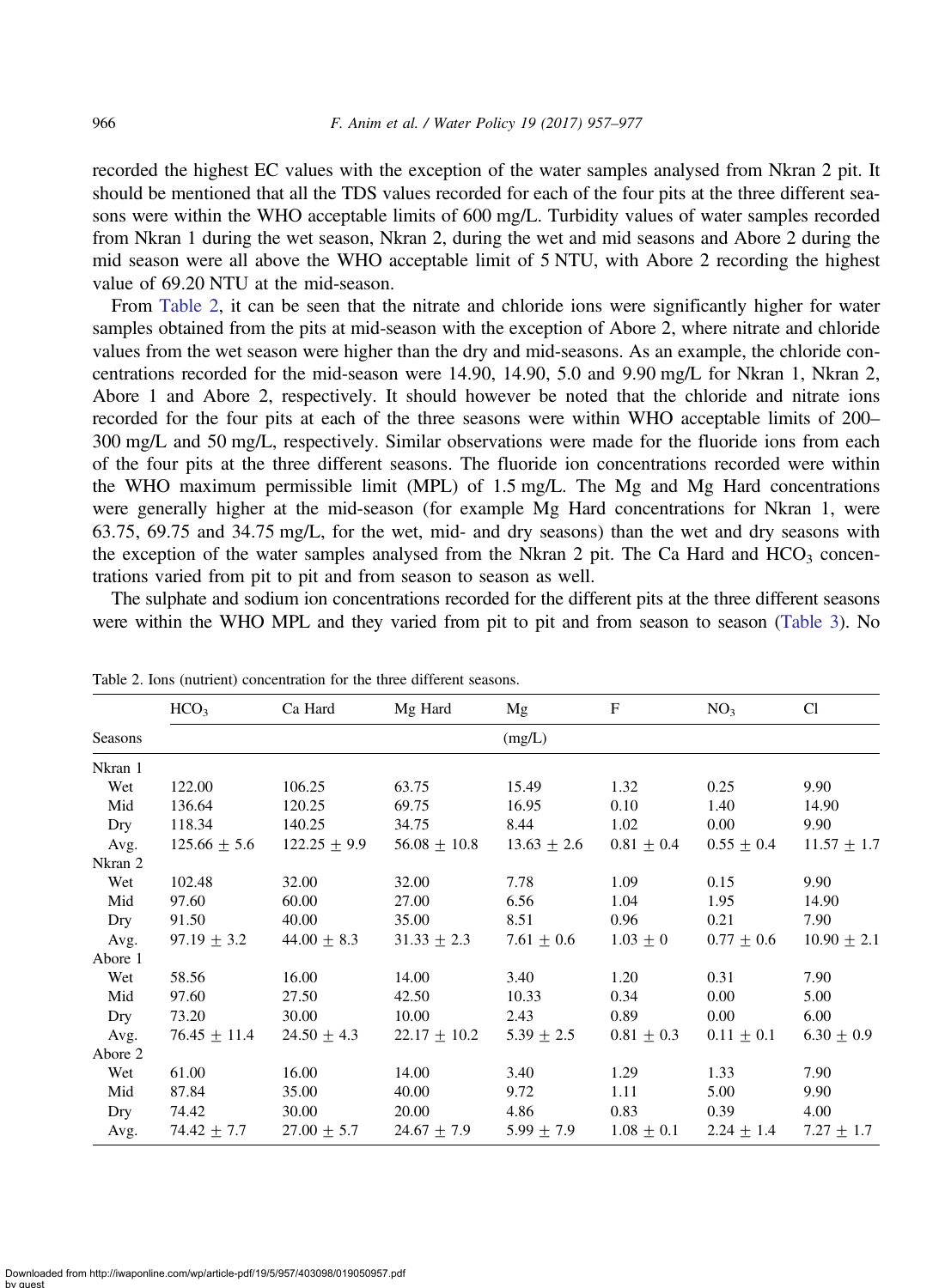recorded the highest EC values with the exception of the water samples analysed from Nkran 2 pit. It should be mentioned that all the TDS values recorded for each of the four pits at the three different seasons were within the WHO acceptable limits of 600 mg/L. Turbidity values of water samples recorded from Nkran 1 during the wet season, Nkran 2, during the wet and mid seasons and Abore 2 during the mid season were all above the WHO acceptable limit of 5 NTU, with Abore 2 recording the highest value of 69.20 NTU at the mid-season.

From Table 2, it can be seen that the nitrate and chloride ions were significantly higher for water samples obtained from the pits at mid-season with the exception of Abore 2, where nitrate and chloride values from the wet season were higher than the dry and mid-seasons. As an example, the chloride concentrations recorded for the mid-season were 14.90, 14.90, 5.0 and 9.90 mg/L for Nkran 1, Nkran 2, Abore 1 and Abore 2, respectively. It should however be noted that the chloride and nitrate ions recorded for the four pits at each of the three seasons were within WHO acceptable limits of 200–300 mg/L and 50 mg/L, respectively. Similar observations were made for the fluoride ions from each of the four pits at the three different seasons. The fluoride ion concentrations recorded were within the WHO maximum permissible limit (MPL) of 1.5 mg/L. The Mg and Mg Hard concentrations were generally higher at the mid-season (for example Mg Hard concentrations for Nkran 1, were 63.75, 69.75 and 34.75 mg/L, for the wet, mid- and dry seasons) than the wet and dry seasons with the exception of the water samples analysed from the Nkran 2 pit. The Ca Hard and $HCO_3$ concentrations varied from pit to pit and from season to season as well.

The sulphate and sodium ion concentrations recorded for the different pits at the three different seasons were within the WHO MPL and they varied from pit to pit and from season to season (Table 3). No

Table 2. Ions (nutrient) concentration for the three different seasons.

| Seasons | $HCO_3$ | Ca Hard | Mg Hard | Mg | F | $NO_3$ | Cl |
|---|---|---|---|---|---|---|---|
| | | | | (mg/L) | | | |
| Nkran 1 | | | | | | | |
| Wet | 122.00 | 106.25 | 63.75 | 15.49 | 1.32 | 0.25 | 9.90 |
| Mid | 136.64 | 120.25 | 69.75 | 16.95 | 0.10 | 1.40 | 14.90 |
| Dry | 118.34 | 140.25 | 34.75 | 8.44 | 1.02 | 0.00 | 9.90 |
| Avg. | 125.66 ± 5.6 | 122.25 ± 9.9 | 56.08 ± 10.8 | 13.63 ± 2.6 | 0.81 ± 0.4 | 0.55 ± 0.4 | 11.57 ± 1.7 |
| Nkran 2 | | | | | | | |
| Wet | 102.48 | 32.00 | 32.00 | 7.78 | 1.09 | 0.15 | 9.90 |
| Mid | 97.60 | 60.00 | 27.00 | 6.56 | 1.04 | 1.95 | 14.90 |
| Dry | 91.50 | 40.00 | 35.00 | 8.51 | 0.96 | 0.21 | 7.90 |
| Avg. | 97.19 ± 3.2 | 44.00 ± 8.3 | 31.33 ± 2.3 | 7.61 ± 0.6 | 1.03 ± 0 | 0.77 ± 0.6 | 10.90 ± 2.1 |
| Abore 1 | | | | | | | |
| Wet | 58.56 | 16.00 | 14.00 | 3.40 | 1.20 | 0.31 | 7.90 |
| Mid | 97.60 | 27.50 | 42.50 | 10.33 | 0.34 | 0.00 | 5.00 |
| Dry | 73.20 | 30.00 | 10.00 | 2.43 | 0.89 | 0.00 | 6.00 |
| Avg. | 76.45 ± 11.4 | 24.50 ± 4.3 | 22.17 ± 10.2 | 5.39 ± 2.5 | 0.81 ± 0.3 | 0.11 ± 0.1 | 6.30 ± 0.9 |
| Abore 2 | | | | | | | |
| Wet | 61.00 | 16.00 | 14.00 | 3.40 | 1.29 | 1.33 | 7.90 |
| Mid | 87.84 | 35.00 | 40.00 | 9.72 | 1.11 | 5.00 | 9.90 |
| Dry | 74.42 | 30.00 | 20.00 | 4.86 | 0.83 | 0.39 | 4.00 |
| Avg. | 74.42 ± 7.7 | 27.00 ± 5.7 | 24.67 ± 7.9 | 5.99 ± 7.9 | 1.08 ± 0.1 | 2.24 ± 1.4 | 7.27 ± 1.7 |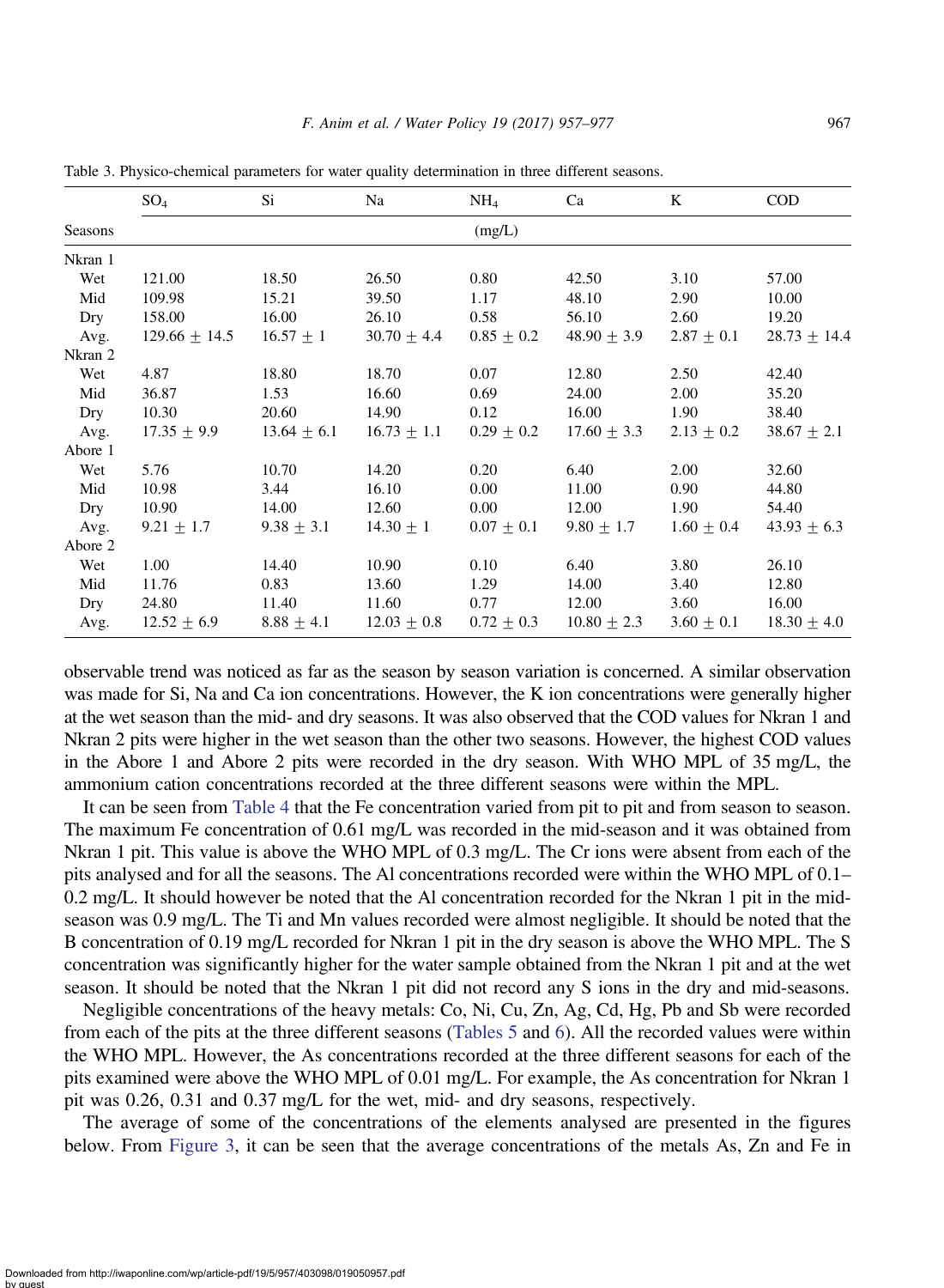Table 3. Physico-chemical parameters for water quality determination in three different seasons.

| Seasons | $SO_4$ | Si | Na | $NH_4$ | Ca | K | COD |
|---|---|---|---|---|---|---|---|
| | (mg/L) | | | | | | |
| Nkran 1 | | | | | | | |
| Wet | 121.00 | 18.50 | 26.50 | 0.80 | 42.50 | 3.10 | 57.00 |
| Mid | 109.98 | 15.21 | 39.50 | 1.17 | 48.10 | 2.90 | 10.00 |
| Dry | 158.00 | 16.00 | 26.10 | 0.58 | 56.10 | 2.60 | 19.20 |
| Avg. | 129.66 ± 14.5 | 16.57 ± 1 | 30.70 ± 4.4 | 0.85 ± 0.2 | 48.90 ± 3.9 | 2.87 ± 0.1 | 28.73 ± 14.4 |
| Nkran 2 | | | | | | | |
| Wet | 4.87 | 18.80 | 18.70 | 0.07 | 12.80 | 2.50 | 42.40 |
| Mid | 36.87 | 1.53 | 16.60 | 0.69 | 24.00 | 2.00 | 35.20 |
| Dry | 10.30 | 20.60 | 14.90 | 0.12 | 16.00 | 1.90 | 38.40 |
| Avg. | 17.35 ± 9.9 | 13.64 ± 6.1 | 16.73 ± 1.1 | 0.29 ± 0.2 | 17.60 ± 3.3 | 2.13 ± 0.2 | 38.67 ± 2.1 |
| Abore 1 | | | | | | | |
| Wet | 5.76 | 10.70 | 14.20 | 0.20 | 6.40 | 2.00 | 32.60 |
| Mid | 10.98 | 3.44 | 16.10 | 0.00 | 11.00 | 0.90 | 44.80 |
| Dry | 10.90 | 14.00 | 12.60 | 0.00 | 12.00 | 1.90 | 54.40 |
| Avg. | 9.21 ± 1.7 | 9.38 ± 3.1 | 14.30 ± 1 | 0.07 ± 0.1 | 9.80 ± 1.7 | 1.60 ± 0.4 | 43.93 ± 6.3 |
| Abore 2 | | | | | | | |
| Wet | 1.00 | 14.40 | 10.90 | 0.10 | 6.40 | 3.80 | 26.10 |
| Mid | 11.76 | 0.83 | 13.60 | 1.29 | 14.00 | 3.40 | 12.80 |
| Dry | 24.80 | 11.40 | 11.60 | 0.77 | 12.00 | 3.60 | 16.00 |
| Avg. | 12.52 ± 6.9 | 8.88 ± 4.1 | 12.03 ± 0.8 | 0.72 ± 0.3 | 10.80 ± 2.3 | 3.60 ± 0.1 | 18.30 ± 4.0 |

observable trend was noticed as far as the season by season variation is concerned. A similar observation was made for Si, Na and Ca ion concentrations. However, the K ion concentrations were generally higher at the wet season than the mid- and dry seasons. It was also observed that the COD values for Nkran 1 and Nkran 2 pits were higher in the wet season than the other two seasons. However, the highest COD values in the Abore 1 and Abore 2 pits were recorded in the dry season. With WHO MPL of 35 mg/L, the ammonium cation concentrations recorded at the three different seasons were within the MPL.

It can be seen from Table 4 that the Fe concentration varied from pit to pit and from season to season. The maximum Fe concentration of 0.61 mg/L was recorded in the mid-season and it was obtained from Nkran 1 pit. This value is above the WHO MPL of 0.3 mg/L. The Cr ions were absent from each of the pits analysed and for all the seasons. The Al concentrations recorded were within the WHO MPL of 0.1–0.2 mg/L. It should however be noted that the Al concentration recorded for the Nkran 1 pit in the mid-season was 0.9 mg/L. The Ti and Mn values recorded were almost negligible. It should be noted that the B concentration of 0.19 mg/L recorded for Nkran 1 pit in the dry season is above the WHO MPL. The S concentration was significantly higher for the water sample obtained from the Nkran 1 pit and at the wet season. It should be noted that the Nkran 1 pit did not record any S ions in the dry and mid-seasons.

Negligible concentrations of the heavy metals: Co, Ni, Cu, Zn, Ag, Cd, Hg, Pb and Sb were recorded from each of the pits at the three different seasons (Tables 5 and 6). All the recorded values were within the WHO MPL. However, the As concentrations recorded at the three different seasons for each of the pits examined were above the WHO MPL of 0.01 mg/L. For example, the As concentration for Nkran 1 pit was 0.26, 0.31 and 0.37 mg/L for the wet, mid- and dry seasons, respectively.

The average of some of the concentrations of the elements analysed are presented in the figures below. From Figure 3, it can be seen that the average concentrations of the metals As, Zn and Fe in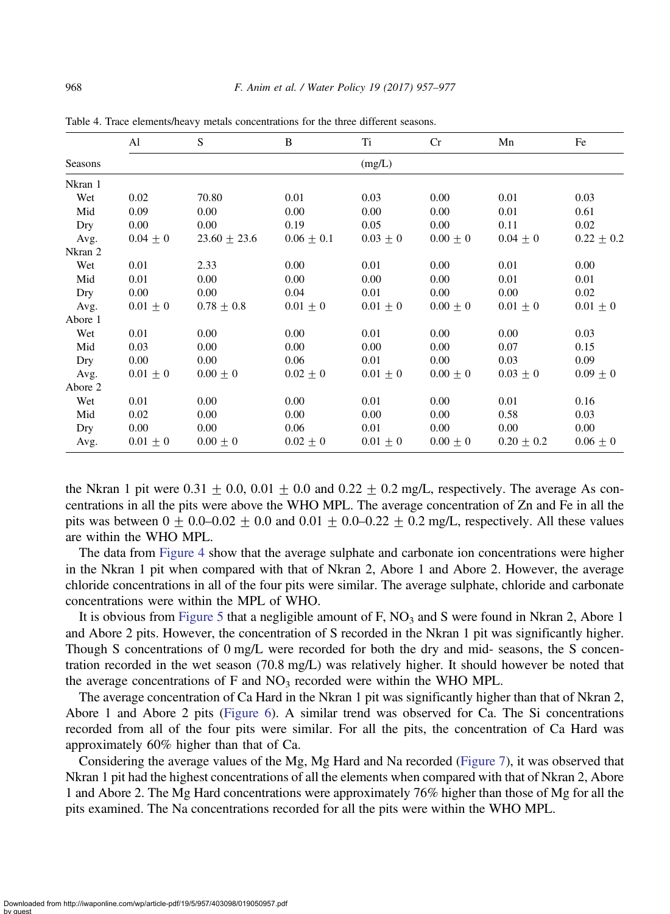Table 4. Trace elements/heavy metals concentrations for the three different seasons.

| Seasons | Al | S | B | Ti | Cr | Mn | Fe |
|---|---|---|---|---|---|---|---|
| | | | | (mg/L) | | | |
| Nkran 1 | | | | | | | |
| Wet | 0.02 | 70.80 | 0.01 | 0.03 | 0.00 | 0.01 | 0.03 |
| Mid | 0.09 | 0.00 | 0.00 | 0.00 | 0.00 | 0.01 | 0.61 |
| Dry | 0.00 | 0.00 | 0.19 | 0.05 | 0.00 | 0.11 | 0.02 |
| Avg. | $0.04 \pm 0$ | $23.60 \pm 23.6$ | $0.06 \pm 0.1$ | $0.03 \pm 0$ | $0.00 \pm 0$ | $0.04 \pm 0$ | $0.22 \pm 0.2$ |
| Nkran 2 | | | | | | | |
| Wet | 0.01 | 2.33 | 0.00 | 0.01 | 0.00 | 0.01 | 0.00 |
| Mid | 0.01 | 0.00 | 0.00 | 0.00 | 0.00 | 0.01 | 0.01 |
| Dry | 0.00 | 0.00 | 0.04 | 0.01 | 0.00 | 0.00 | 0.02 |
| Avg. | $0.01 \pm 0$ | $0.78 \pm 0.8$ | $0.01 \pm 0$ | $0.01 \pm 0$ | $0.00 \pm 0$ | $0.01 \pm 0$ | $0.01 \pm 0$ |
| Abore 1 | | | | | | | |
| Wet | 0.01 | 0.00 | 0.00 | 0.01 | 0.00 | 0.00 | 0.03 |
| Mid | 0.03 | 0.00 | 0.00 | 0.00 | 0.00 | 0.07 | 0.15 |
| Dry | 0.00 | 0.00 | 0.06 | 0.01 | 0.00 | 0.03 | 0.09 |
| Avg. | $0.01 \pm 0$ | $0.00 \pm 0$ | $0.02 \pm 0$ | $0.01 \pm 0$ | $0.00 \pm 0$ | $0.03 \pm 0$ | $0.09 \pm 0$ |
| Abore 2 | | | | | | | |
| Wet | 0.01 | 0.00 | 0.00 | 0.01 | 0.00 | 0.01 | 0.16 |
| Mid | 0.02 | 0.00 | 0.00 | 0.00 | 0.00 | 0.58 | 0.03 |
| Dry | 0.00 | 0.00 | 0.06 | 0.01 | 0.00 | 0.00 | 0.00 |
| Avg. | $0.01 \pm 0$ | $0.00 \pm 0$ | $0.02 \pm 0$ | $0.01 \pm 0$ | $0.00 \pm 0$ | $0.20 \pm 0.2$ | $0.06 \pm 0$ |

the Nkran 1 pit were $0.31 \pm 0.0$, $0.01 \pm 0.0$ and $0.22 \pm 0.2$ mg/L, respectively. The average As concentrations in all the pits were above the WHO MPL. The average concentration of Zn and Fe in all the pits was between $0 \pm 0.0$–$0.02 \pm 0.0$ and $0.01 \pm 0.0$–$0.22 \pm 0.2$ mg/L, respectively. All these values are within the WHO MPL.

The data from Figure 4 show that the average sulphate and carbonate ion concentrations were higher in the Nkran 1 pit when compared with that of Nkran 2, Abore 1 and Abore 2. However, the average chloride concentrations in all of the four pits were similar. The average sulphate, chloride and carbonate concentrations were within the MPL of WHO.

It is obvious from Figure 5 that a negligible amount of F, $NO_3$ and S were found in Nkran 2, Abore 1 and Abore 2 pits. However, the concentration of S recorded in the Nkran 1 pit was significantly higher. Though S concentrations of 0 mg/L were recorded for both the dry and mid- seasons, the S concentration recorded in the wet season (70.8 mg/L) was relatively higher. It should however be noted that the average concentrations of F and $NO_3$ recorded were within the WHO MPL.

The average concentration of Ca Hard in the Nkran 1 pit was significantly higher than that of Nkran 2, Abore 1 and Abore 2 pits (Figure 6). A similar trend was observed for Ca. The Si concentrations recorded from all of the four pits were similar. For all the pits, the concentration of Ca Hard was approximately 60% higher than that of Ca.

Considering the average values of the Mg, Mg Hard and Na recorded (Figure 7), it was observed that Nkran 1 pit had the highest concentrations of all the elements when compared with that of Nkran 2, Abore 1 and Abore 2. The Mg Hard concentrations were approximately 76% higher than those of Mg for all the pits examined. The Na concentrations recorded for all the pits were within the WHO MPL.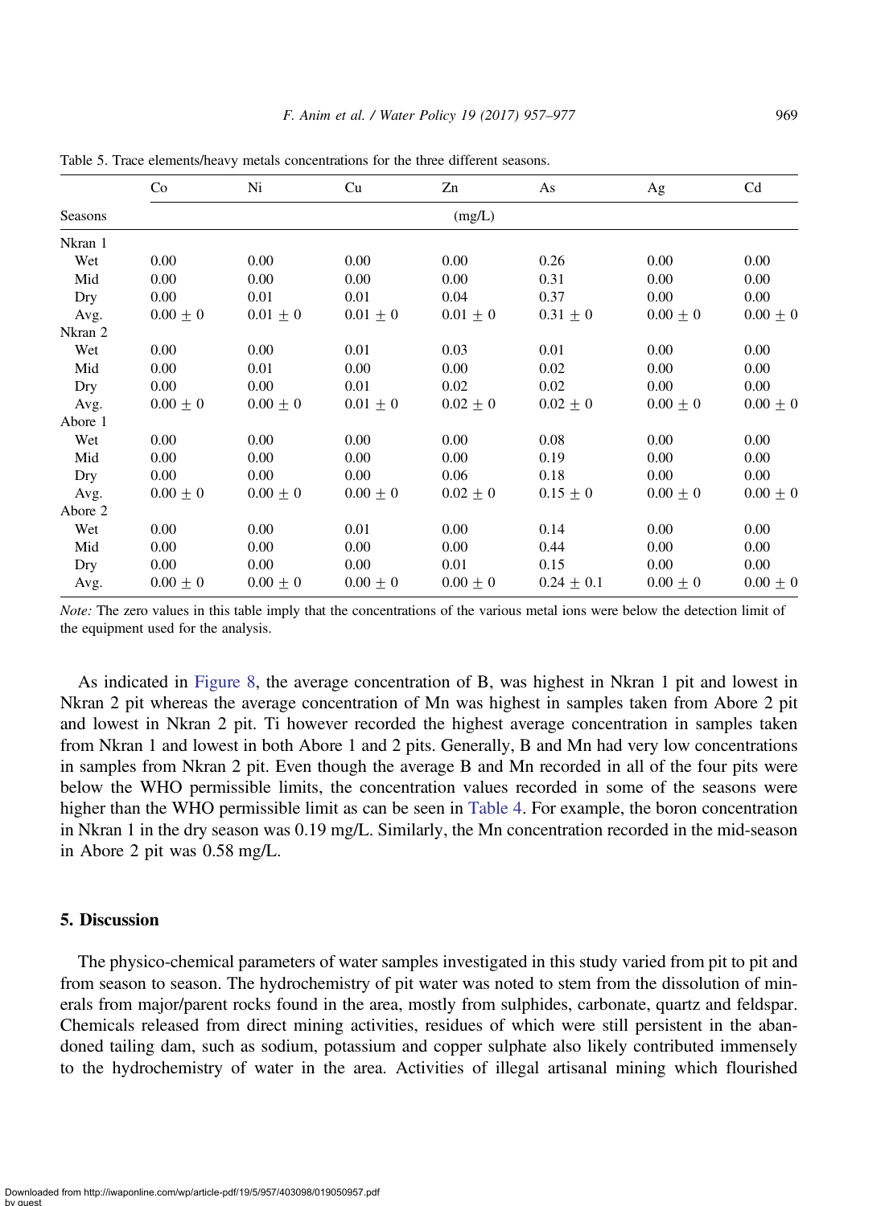Table 5. Trace elements/heavy metals concentrations for the three different seasons.

| Seasons | Co | Ni | Cu | Zn | As | Ag | Cd |
|---|---|---|---|---|---|---|---|
| | (mg/L) | | | | | | |
| Nkran 1 | | | | | | | |
| Wet | 0.00 | 0.00 | 0.00 | 0.00 | 0.26 | 0.00 | 0.00 |
| Mid | 0.00 | 0.00 | 0.00 | 0.00 | 0.31 | 0.00 | 0.00 |
| Dry | 0.00 | 0.01 | 0.01 | 0.04 | 0.37 | 0.00 | 0.00 |
| Avg. | 0.00 ± 0 | 0.01 ± 0 | 0.01 ± 0 | 0.01 ± 0 | 0.31 ± 0 | 0.00 ± 0 | 0.00 ± 0 |
| Nkran 2 | | | | | | | |
| Wet | 0.00 | 0.00 | 0.01 | 0.03 | 0.01 | 0.00 | 0.00 |
| Mid | 0.00 | 0.01 | 0.00 | 0.00 | 0.02 | 0.00 | 0.00 |
| Dry | 0.00 | 0.00 | 0.01 | 0.02 | 0.02 | 0.00 | 0.00 |
| Avg. | 0.00 ± 0 | 0.00 ± 0 | 0.01 ± 0 | 0.02 ± 0 | 0.02 ± 0 | 0.00 ± 0 | 0.00 ± 0 |
| Abore 1 | | | | | | | |
| Wet | 0.00 | 0.00 | 0.00 | 0.00 | 0.08 | 0.00 | 0.00 |
| Mid | 0.00 | 0.00 | 0.00 | 0.00 | 0.19 | 0.00 | 0.00 |
| Dry | 0.00 | 0.00 | 0.00 | 0.06 | 0.18 | 0.00 | 0.00 |
| Avg. | 0.00 ± 0 | 0.00 ± 0 | 0.00 ± 0 | 0.02 ± 0 | 0.15 ± 0 | 0.00 ± 0 | 0.00 ± 0 |
| Abore 2 | | | | | | | |
| Wet | 0.00 | 0.00 | 0.01 | 0.00 | 0.14 | 0.00 | 0.00 |
| Mid | 0.00 | 0.00 | 0.00 | 0.00 | 0.44 | 0.00 | 0.00 |
| Dry | 0.00 | 0.00 | 0.00 | 0.01 | 0.15 | 0.00 | 0.00 |
| Avg. | 0.00 ± 0 | 0.00 ± 0 | 0.00 ± 0 | 0.00 ± 0 | 0.24 ± 0.1 | 0.00 ± 0 | 0.00 ± 0 |

*Note:* The zero values in this table imply that the concentrations of the various metal ions were below the detection limit of the equipment used for the analysis.

As indicated in Figure 8, the average concentration of B, was highest in Nkran 1 pit and lowest in Nkran 2 pit whereas the average concentration of Mn was highest in samples taken from Abore 2 pit and lowest in Nkran 2 pit. Ti however recorded the highest average concentration in samples taken from Nkran 1 and lowest in both Abore 1 and 2 pits. Generally, B and Mn had very low concentrations in samples from Nkran 2 pit. Even though the average B and Mn recorded in all of the four pits were below the WHO permissible limits, the concentration values recorded in some of the seasons were higher than the WHO permissible limit as can be seen in Table 4. For example, the boron concentration in Nkran 1 in the dry season was 0.19 mg/L. Similarly, the Mn concentration recorded in the mid-season in Abore 2 pit was 0.58 mg/L.

## 5. Discussion

The physico-chemical parameters of water samples investigated in this study varied from pit to pit and from season to season. The hydrochemistry of pit water was noted to stem from the dissolution of minerals from major/parent rocks found in the area, mostly from sulphides, carbonate, quartz and feldspar. Chemicals released from direct mining activities, residues of which were still persistent in the abandoned tailing dam, such as sodium, potassium and copper sulphate also likely contributed immensely to the hydrochemistry of water in the area. Activities of illegal artisanal mining which flourished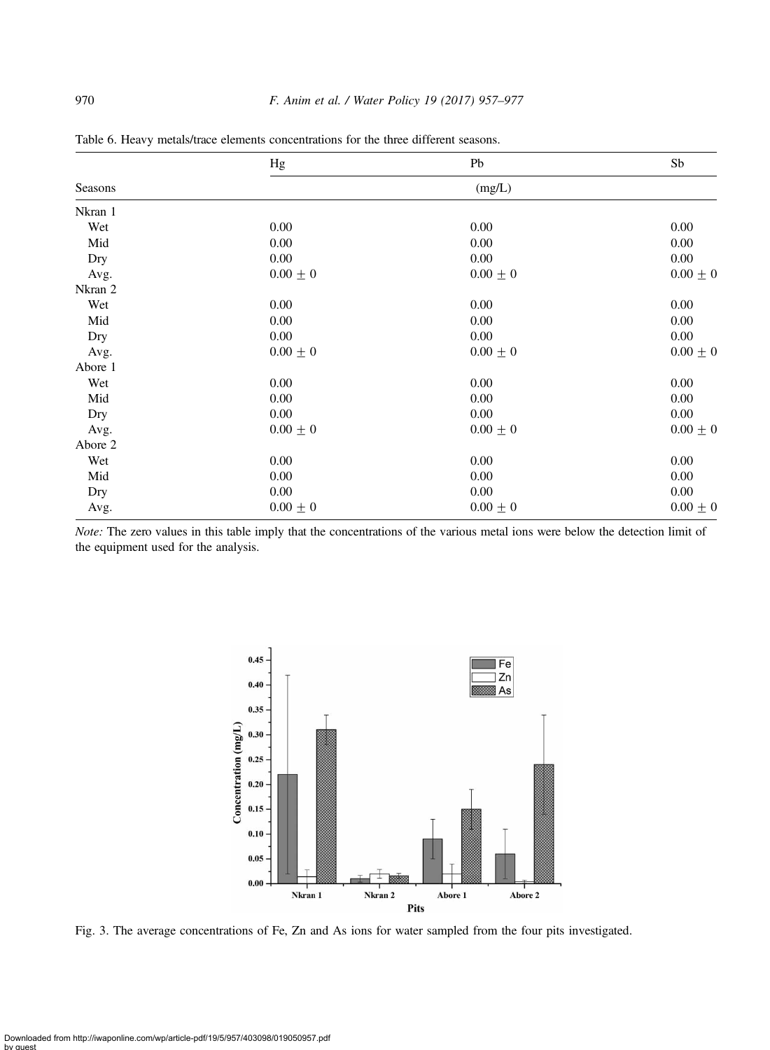Table 6. Heavy metals/trace elements concentrations for the three different seasons.

| Seasons | Hg | Pb | Sb |
|---|---|---|---|
| | (mg/L) | | |
| Nkran 1 | | | |
| Wet | 0.00 | 0.00 | 0.00 |
| Mid | 0.00 | 0.00 | 0.00 |
| Dry | 0.00 | 0.00 | 0.00 |
| Avg. | $0.00 \pm 0$ | $0.00 \pm 0$ | $0.00 \pm 0$ |
| Nkran 2 | | | |
| Wet | 0.00 | 0.00 | 0.00 |
| Mid | 0.00 | 0.00 | 0.00 |
| Dry | 0.00 | 0.00 | 0.00 |
| Avg. | $0.00 \pm 0$ | $0.00 \pm 0$ | $0.00 \pm 0$ |
| Abore 1 | | | |
| Wet | 0.00 | 0.00 | 0.00 |
| Mid | 0.00 | 0.00 | 0.00 |
| Dry | 0.00 | 0.00 | 0.00 |
| Avg. | $0.00 \pm 0$ | $0.00 \pm 0$ | $0.00 \pm 0$ |
| Abore 2 | | | |
| Wet | 0.00 | 0.00 | 0.00 |
| Mid | 0.00 | 0.00 | 0.00 |
| Dry | 0.00 | 0.00 | 0.00 |
| Avg. | $0.00 \pm 0$ | $0.00 \pm 0$ | $0.00 \pm 0$ |

*Note:* The zero values in this table imply that the concentrations of the various metal ions were below the detection limit of the equipment used for the analysis.

Fig. 3. The average concentrations of Fe, Zn and As ions for water sampled from the four pits investigated.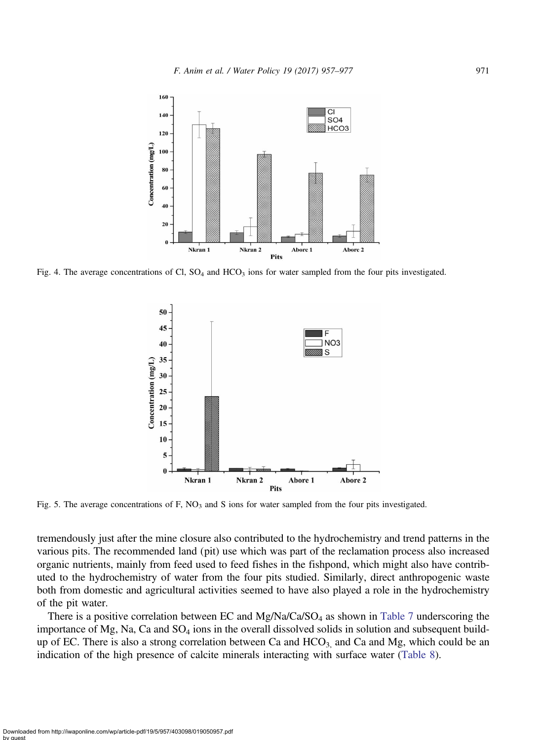Fig. 4. The average concentrations of Cl, $SO_4$ and $HCO_3$ ions for water sampled from the four pits investigated.

Fig. 5. The average concentrations of F, $NO_3$ and S ions for water sampled from the four pits investigated.

tremendously just after the mine closure also contributed to the hydrochemistry and trend patterns in the various pits. The recommended land (pit) use which was part of the reclamation process also increased organic nutrients, mainly from feed used to feed fishes in the fishpond, which might also have contributed to the hydrochemistry of water from the four pits studied. Similarly, direct anthropogenic waste both from domestic and agricultural activities seemed to have also played a role in the hydrochemistry of the pit water.

There is a positive correlation between EC and Mg/Na/Ca/$SO_4$ as shown in Table 7 underscoring the importance of Mg, Na, Ca and $SO_4$ ions in the overall dissolved solids in solution and subsequent build-up of EC. There is also a strong correlation between Ca and $HCO_3$, and Ca and Mg, which could be an indication of the high presence of calcite minerals interacting with surface water (Table 8).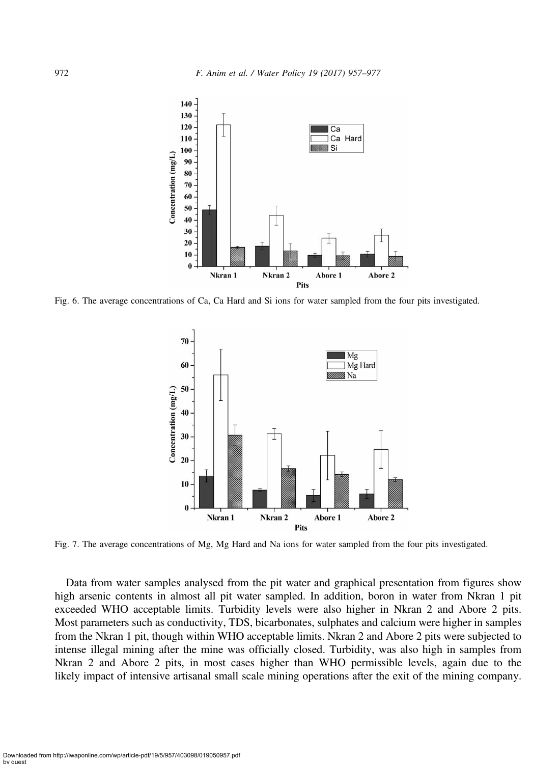Fig. 6. The average concentrations of Ca, Ca Hard and Si ions for water sampled from the four pits investigated.

Fig. 7. The average concentrations of Mg, Mg Hard and Na ions for water sampled from the four pits investigated.

Data from water samples analysed from the pit water and graphical presentation from figures show high arsenic contents in almost all pit water sampled. In addition, boron in water from Nkran 1 pit exceeded WHO acceptable limits. Turbidity levels were also higher in Nkran 2 and Abore 2 pits. Most parameters such as conductivity, TDS, bicarbonates, sulphates and calcium were higher in samples from the Nkran 1 pit, though within WHO acceptable limits. Nkran 2 and Abore 2 pits were subjected to intense illegal mining after the mine was officially closed. Turbidity, was also high in samples from Nkran 2 and Abore 2 pits, in most cases higher than WHO permissible levels, again due to the likely impact of intensive artisanal small scale mining operations after the exit of the mining company.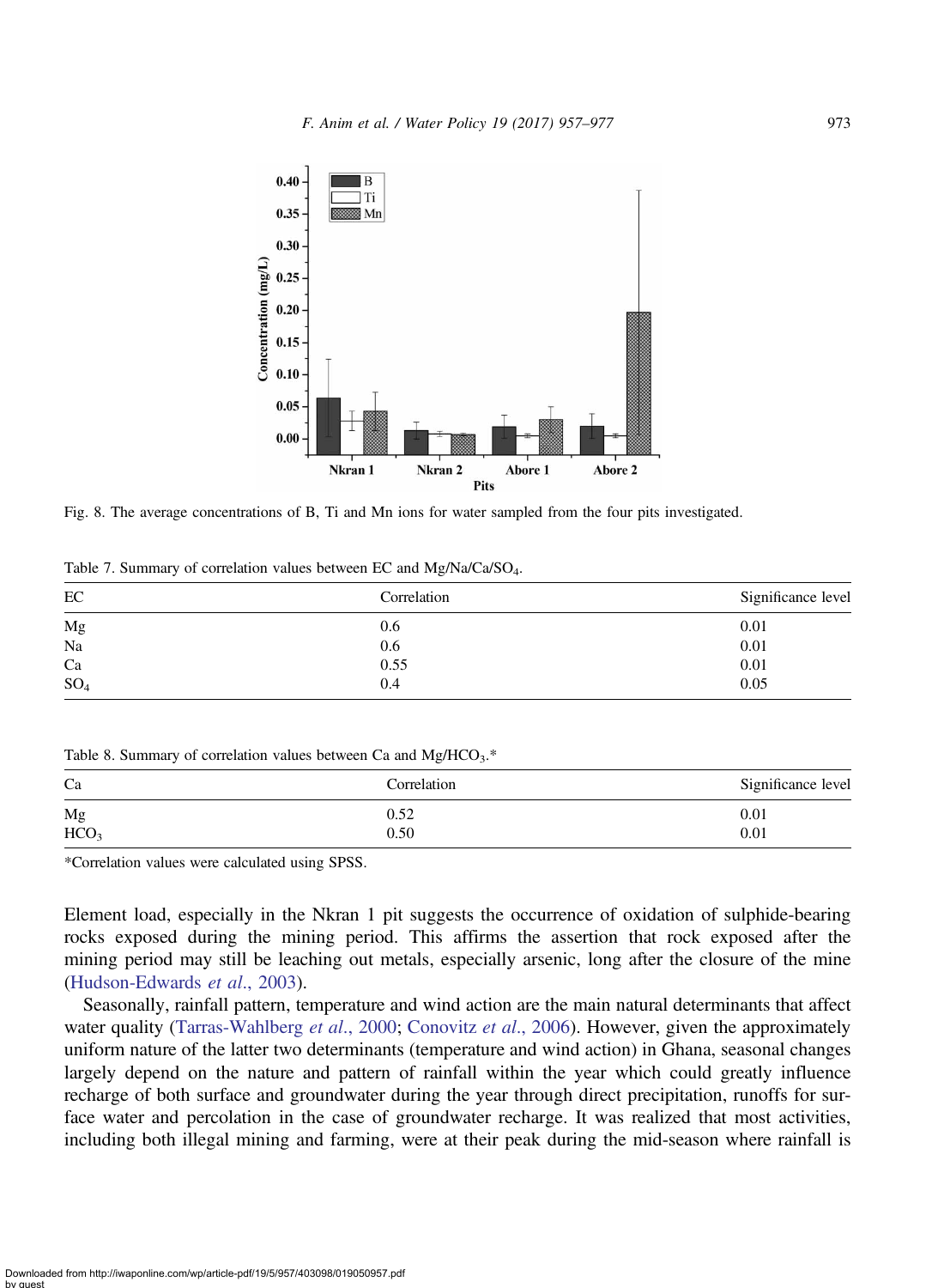Fig. 8. The average concentrations of B, Ti and Mn ions for water sampled from the four pits investigated.

Table 7. Summary of correlation values between EC and Mg/Na/Ca/$SO_4$.

| EC | Correlation | Significance level |
| --- | --- | --- |
| Mg | 0.6 | 0.01 |
| Na | 0.6 | 0.01 |
| Ca | 0.55 | 0.01 |
| $SO_4$ | 0.4 | 0.05 |

Table 8. Summary of correlation values between Ca and Mg/$HCO_3$.*

| Ca | Correlation | Significance level |
| --- | --- | --- |
| Mg | 0.52 | 0.01 |
| $HCO_3$ | 0.50 | 0.01 |

*Correlation values were calculated using SPSS.

Element load, especially in the Nkran 1 pit suggests the occurrence of oxidation of sulphide-bearing rocks exposed during the mining period. This affirms the assertion that rock exposed after the mining period may still be leaching out metals, especially arsenic, long after the closure of the mine (Hudson-Edwards *et al*., 2003).

Seasonally, rainfall pattern, temperature and wind action are the main natural determinants that affect water quality (Tarras-Wahlberg *et al*., 2000; Conovitz *et al*., 2006). However, given the approximately uniform nature of the latter two determinants (temperature and wind action) in Ghana, seasonal changes largely depend on the nature and pattern of rainfall within the year which could greatly influence recharge of both surface and groundwater during the year through direct precipitation, runoffs for surface water and percolation in the case of groundwater recharge. It was realized that most activities, including both illegal mining and farming, were at their peak during the mid-season where rainfall is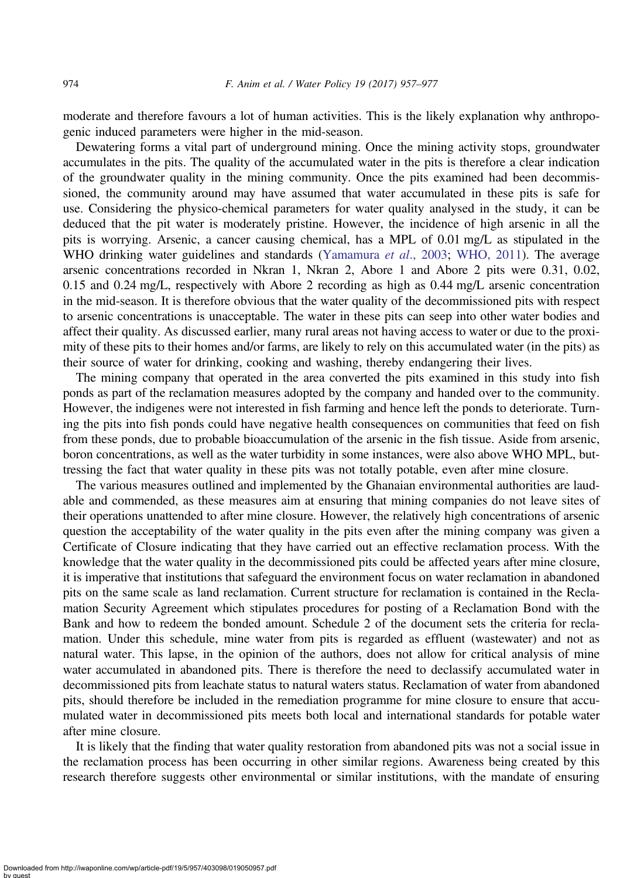moderate and therefore favours a lot of human activities. This is the likely explanation why anthropogenic induced parameters were higher in the mid-season.

Dewatering forms a vital part of underground mining. Once the mining activity stops, groundwater accumulates in the pits. The quality of the accumulated water in the pits is therefore a clear indication of the groundwater quality in the mining community. Once the pits examined had been decommissioned, the community around may have assumed that water accumulated in these pits is safe for use. Considering the physico-chemical parameters for water quality analysed in the study, it can be deduced that the pit water is moderately pristine. However, the incidence of high arsenic in all the pits is worrying. Arsenic, a cancer causing chemical, has a MPL of 0.01 mg/L as stipulated in the WHO drinking water guidelines and standards (Yamamura *et al*., 2003; WHO, 2011). The average arsenic concentrations recorded in Nkran 1, Nkran 2, Abore 1 and Abore 2 pits were 0.31, 0.02, 0.15 and 0.24 mg/L, respectively with Abore 2 recording as high as 0.44 mg/L arsenic concentration in the mid-season. It is therefore obvious that the water quality of the decommissioned pits with respect to arsenic concentrations is unacceptable. The water in these pits can seep into other water bodies and affect their quality. As discussed earlier, many rural areas not having access to water or due to the proximity of these pits to their homes and/or farms, are likely to rely on this accumulated water (in the pits) as their source of water for drinking, cooking and washing, thereby endangering their lives.

The mining company that operated in the area converted the pits examined in this study into fish ponds as part of the reclamation measures adopted by the company and handed over to the community. However, the indigenes were not interested in fish farming and hence left the ponds to deteriorate. Turning the pits into fish ponds could have negative health consequences on communities that feed on fish from these ponds, due to probable bioaccumulation of the arsenic in the fish tissue. Aside from arsenic, boron concentrations, as well as the water turbidity in some instances, were also above WHO MPL, buttressing the fact that water quality in these pits was not totally potable, even after mine closure.

The various measures outlined and implemented by the Ghanaian environmental authorities are laudable and commended, as these measures aim at ensuring that mining companies do not leave sites of their operations unattended to after mine closure. However, the relatively high concentrations of arsenic question the acceptability of the water quality in the pits even after the mining company was given a Certificate of Closure indicating that they have carried out an effective reclamation process. With the knowledge that the water quality in the decommissioned pits could be affected years after mine closure, it is imperative that institutions that safeguard the environment focus on water reclamation in abandoned pits on the same scale as land reclamation. Current structure for reclamation is contained in the Reclamation Security Agreement which stipulates procedures for posting of a Reclamation Bond with the Bank and how to redeem the bonded amount. Schedule 2 of the document sets the criteria for reclamation. Under this schedule, mine water from pits is regarded as effluent (wastewater) and not as natural water. This lapse, in the opinion of the authors, does not allow for critical analysis of mine water accumulated in abandoned pits. There is therefore the need to declassify accumulated water in decommissioned pits from leachate status to natural waters status. Reclamation of water from abandoned pits, should therefore be included in the remediation programme for mine closure to ensure that accumulated water in decommissioned pits meets both local and international standards for potable water after mine closure.

It is likely that the finding that water quality restoration from abandoned pits was not a social issue in the reclamation process has been occurring in other similar regions. Awareness being created by this research therefore suggests other environmental or similar institutions, with the mandate of ensuring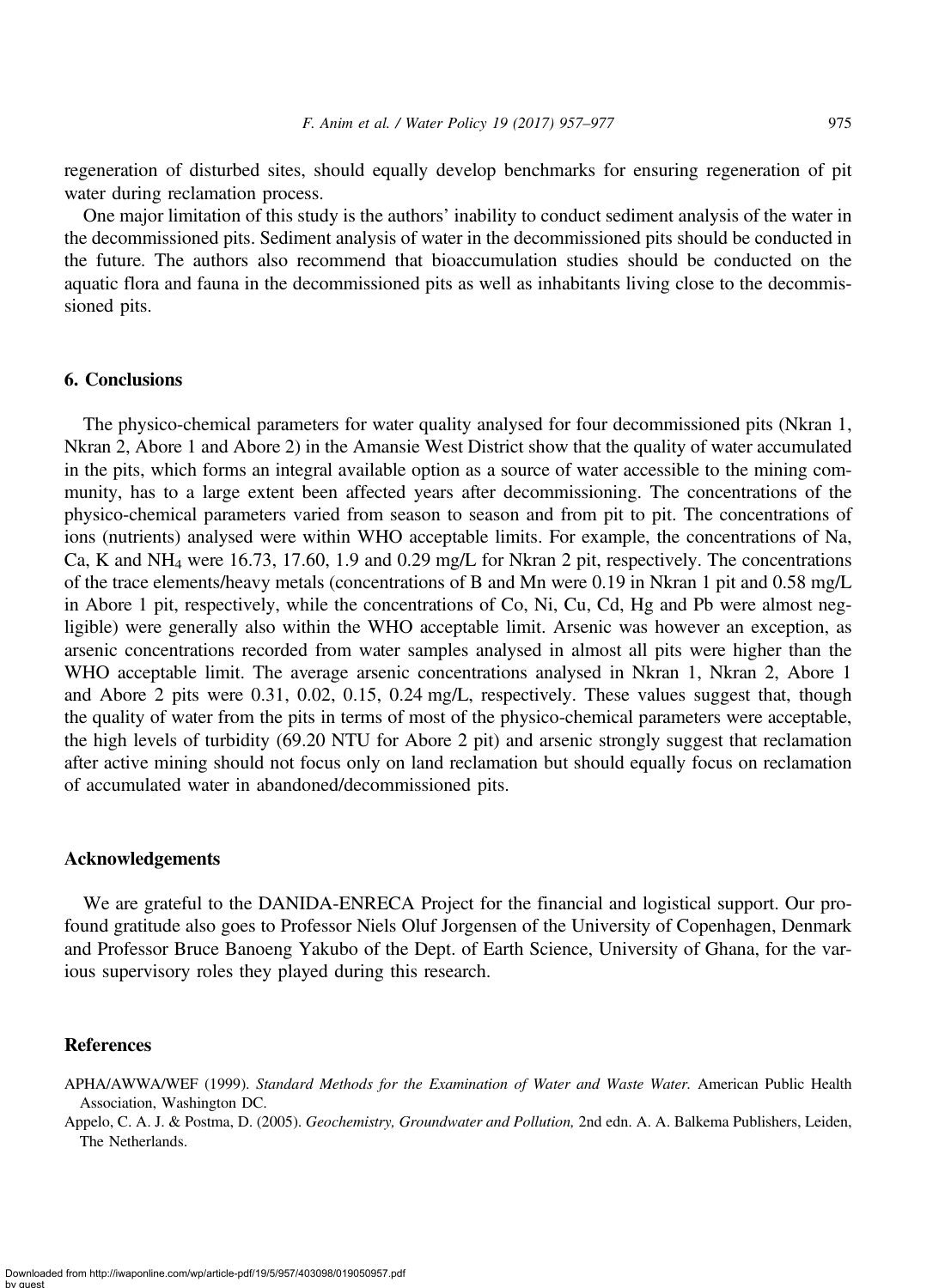regeneration of disturbed sites, should equally develop benchmarks for ensuring regeneration of pit water during reclamation process.

One major limitation of this study is the authors' inability to conduct sediment analysis of the water in the decommissioned pits. Sediment analysis of water in the decommissioned pits should be conducted in the future. The authors also recommend that bioaccumulation studies should be conducted on the aquatic flora and fauna in the decommissioned pits as well as inhabitants living close to the decommissioned pits.

## 6. Conclusions

The physico-chemical parameters for water quality analysed for four decommissioned pits (Nkran 1, Nkran 2, Abore 1 and Abore 2) in the Amansie West District show that the quality of water accumulated in the pits, which forms an integral available option as a source of water accessible to the mining community, has to a large extent been affected years after decommissioning. The concentrations of the physico-chemical parameters varied from season to season and from pit to pit. The concentrations of ions (nutrients) analysed were within WHO acceptable limits. For example, the concentrations of Na, Ca, K and $NH_4$ were 16.73, 17.60, 1.9 and 0.29 mg/L for Nkran 2 pit, respectively. The concentrations of the trace elements/heavy metals (concentrations of B and Mn were 0.19 in Nkran 1 pit and 0.58 mg/L in Abore 1 pit, respectively, while the concentrations of Co, Ni, Cu, Cd, Hg and Pb were almost negligible) were generally also within the WHO acceptable limit. Arsenic was however an exception, as arsenic concentrations recorded from water samples analysed in almost all pits were higher than the WHO acceptable limit. The average arsenic concentrations analysed in Nkran 1, Nkran 2, Abore 1 and Abore 2 pits were 0.31, 0.02, 0.15, 0.24 mg/L, respectively. These values suggest that, though the quality of water from the pits in terms of most of the physico-chemical parameters were acceptable, the high levels of turbidity (69.20 NTU for Abore 2 pit) and arsenic strongly suggest that reclamation after active mining should not focus only on land reclamation but should equally focus on reclamation of accumulated water in abandoned/decommissioned pits.

## Acknowledgements

We are grateful to the DANIDA-ENRECA Project for the financial and logistical support. Our profound gratitude also goes to Professor Niels Oluf Jorgensen of the University of Copenhagen, Denmark and Professor Bruce Banoeng Yakubo of the Dept. of Earth Science, University of Ghana, for the various supervisory roles they played during this research.

## References

APHA/AWWA/WEF (1999). *Standard Methods for the Examination of Water and Waste Water.* American Public Health Association, Washington DC.

Appelo, C. A. J. & Postma, D. (2005). *Geochemistry, Groundwater and Pollution,* 2nd edn. A. A. Balkema Publishers, Leiden, The Netherlands.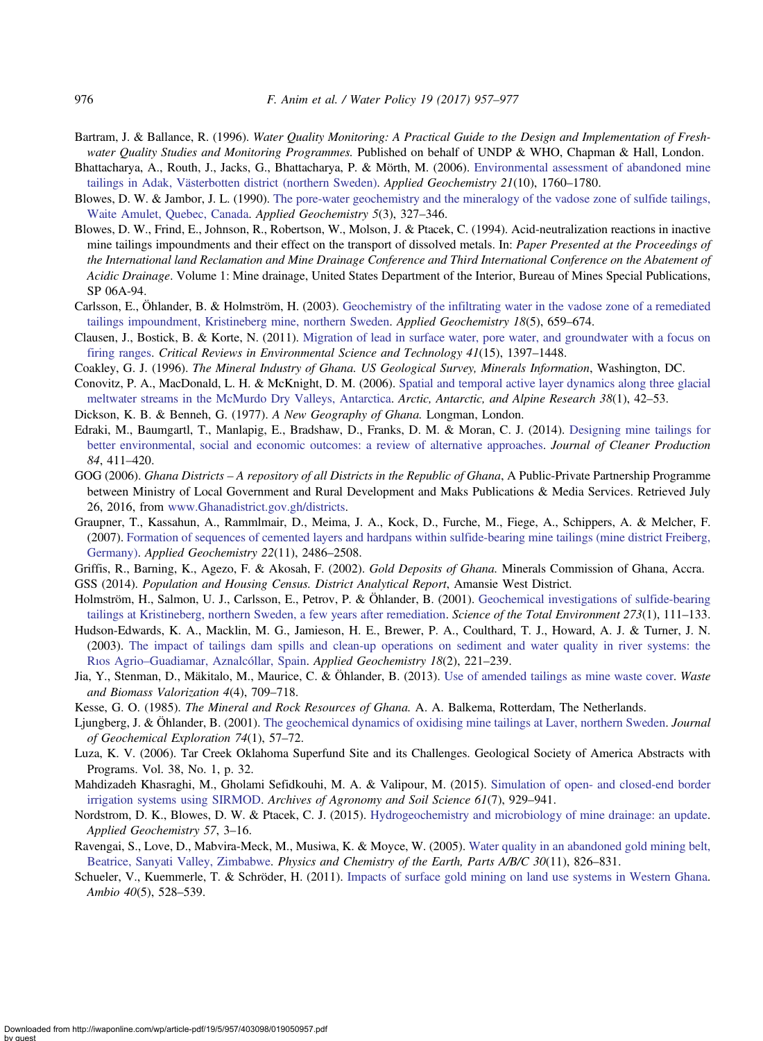Bartram, J. & Ballance, R. (1996). *Water Quality Monitoring: A Practical Guide to the Design and Implementation of Freshwater Quality Studies and Monitoring Programmes.* Published on behalf of UNDP & WHO, Chapman & Hall, London.

Bhattacharya, A., Routh, J., Jacks, G., Bhattacharya, P. & Mörth, M. (2006). Environmental assessment of abandoned mine tailings in Adak, Västerbotten district (northern Sweden). *Applied Geochemistry 21*(10), 1760–1780.

Blowes, D. W. & Jambor, J. L. (1990). The pore-water geochemistry and the mineralogy of the vadose zone of sulfide tailings, Waite Amulet, Quebec, Canada. *Applied Geochemistry 5*(3), 327–346.

Blowes, D. W., Frind, E., Johnson, R., Robertson, W., Molson, J. & Ptacek, C. (1994). Acid-neutralization reactions in inactive mine tailings impoundments and their effect on the transport of dissolved metals. In: *Paper Presented at the Proceedings of the International land Reclamation and Mine Drainage Conference and Third International Conference on the Abatement of Acidic Drainage*. Volume 1: Mine drainage, United States Department of the Interior, Bureau of Mines Special Publications, SP 06A-94.

Carlsson, E., Öhlander, B. & Holmström, H. (2003). Geochemistry of the infiltrating water in the vadose zone of a remediated tailings impoundment, Kristineberg mine, northern Sweden. *Applied Geochemistry 18*(5), 659–674.

Clausen, J., Bostick, B. & Korte, N. (2011). Migration of lead in surface water, pore water, and groundwater with a focus on firing ranges. *Critical Reviews in Environmental Science and Technology 41*(15), 1397–1448.

Coakley, G. J. (1996). *The Mineral Industry of Ghana. US Geological Survey, Minerals Information*, Washington, DC.

Conovitz, P. A., MacDonald, L. H. & McKnight, D. M. (2006). Spatial and temporal active layer dynamics along three glacial meltwater streams in the McMurdo Dry Valleys, Antarctica. *Arctic, Antarctic, and Alpine Research 38*(1), 42–53.

Dickson, K. B. & Benneh, G. (1977). *A New Geography of Ghana.* Longman, London.

Edraki, M., Baumgartl, T., Manlapig, E., Bradshaw, D., Franks, D. M. & Moran, C. J. (2014). Designing mine tailings for better environmental, social and economic outcomes: a review of alternative approaches. *Journal of Cleaner Production 84*, 411–420.

GOG (2006). *Ghana Districts – A repository of all Districts in the Republic of Ghana*, A Public-Private Partnership Programme between Ministry of Local Government and Rural Development and Maks Publications & Media Services. Retrieved July 26, 2016, from www.Ghanadistrict.gov.gh/districts.

Graupner, T., Kassahun, A., Rammlmair, D., Meima, J. A., Kock, D., Furche, M., Fiege, A., Schippers, A. & Melcher, F. (2007). Formation of sequences of cemented layers and hardpans within sulfide-bearing mine tailings (mine district Freiberg, Germany). *Applied Geochemistry 22*(11), 2486–2508.

Griffis, R., Barning, K., Agezo, F. & Akosah, F. (2002). *Gold Deposits of Ghana.* Minerals Commission of Ghana, Accra.

GSS (2014). *Population and Housing Census. District Analytical Report*, Amansie West District.

Holmström, H., Salmon, U. J., Carlsson, E., Petrov, P. & Öhlander, B. (2001). Geochemical investigations of sulfide-bearing tailings at Kristineberg, northern Sweden, a few years after remediation. *Science of the Total Environment 273*(1), 111–133.

Hudson-Edwards, K. A., Macklin, M. G., Jamieson, H. E., Brewer, P. A., Coulthard, T. J., Howard, A. J. & Turner, J. N. (2003). The impact of tailings dam spills and clean-up operations on sediment and water quality in river systems: the Rıos Agrio–Guadiamar, Aznalcóllar, Spain. *Applied Geochemistry 18*(2), 221–239.

Jia, Y., Stenman, D., Mäkitalo, M., Maurice, C. & Öhlander, B. (2013). Use of amended tailings as mine waste cover. *Waste and Biomass Valorization 4*(4), 709–718.

Kesse, G. O. (1985). *The Mineral and Rock Resources of Ghana.* A. A. Balkema, Rotterdam, The Netherlands.

Ljungberg, J. & Öhlander, B. (2001). The geochemical dynamics of oxidising mine tailings at Laver, northern Sweden. *Journal of Geochemical Exploration 74*(1), 57–72.

Luza, K. V. (2006). Tar Creek Oklahoma Superfund Site and its Challenges. Geological Society of America Abstracts with Programs. Vol. 38, No. 1, p. 32.

Mahdizadeh Khasraghi, M., Gholami Sefidkouhi, M. A. & Valipour, M. (2015). Simulation of open- and closed-end border irrigation systems using SIRMOD. *Archives of Agronomy and Soil Science 61*(7), 929–941.

Nordstrom, D. K., Blowes, D. W. & Ptacek, C. J. (2015). Hydrogeochemistry and microbiology of mine drainage: an update. *Applied Geochemistry 57*, 3–16.

Ravengai, S., Love, D., Mabvira-Meck, M., Musiwa, K. & Moyce, W. (2005). Water quality in an abandoned gold mining belt, Beatrice, Sanyati Valley, Zimbabwe. *Physics and Chemistry of the Earth, Parts A/B/C 30*(11), 826–831.

Schueler, V., Kuemmerle, T. & Schröder, H. (2011). Impacts of surface gold mining on land use systems in Western Ghana. *Ambio 40*(5), 528–539.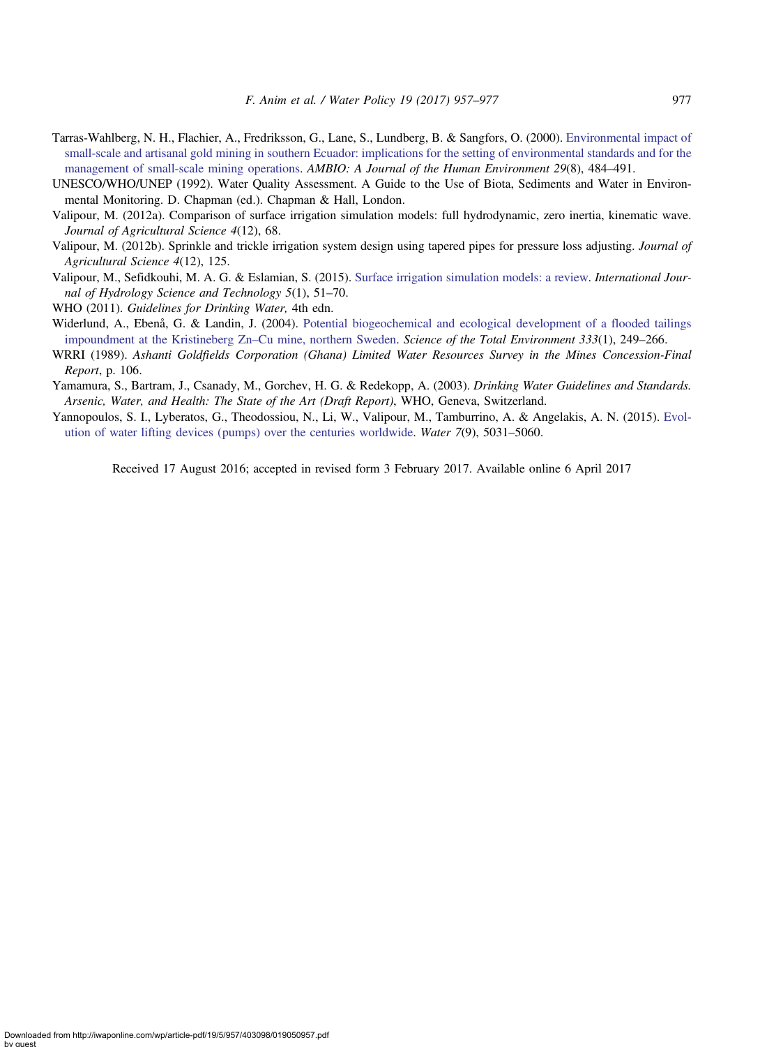Tarras-Wahlberg, N. H., Flachier, A., Fredriksson, G., Lane, S., Lundberg, B. & Sangfors, O. (2000). Environmental impact of small-scale and artisanal gold mining in southern Ecuador: implications for the setting of environmental standards and for the management of small-scale mining operations. *AMBIO: A Journal of the Human Environment 29*(8), 484–491.

UNESCO/WHO/UNEP (1992). Water Quality Assessment. A Guide to the Use of Biota, Sediments and Water in Environmental Monitoring. D. Chapman (ed.). Chapman & Hall, London.

Valipour, M. (2012a). Comparison of surface irrigation simulation models: full hydrodynamic, zero inertia, kinematic wave. *Journal of Agricultural Science 4*(12), 68.

Valipour, M. (2012b). Sprinkle and trickle irrigation system design using tapered pipes for pressure loss adjusting. *Journal of Agricultural Science 4*(12), 125.

Valipour, M., Sefidkouhi, M. A. G. & Eslamian, S. (2015). Surface irrigation simulation models: a review. *International Journal of Hydrology Science and Technology 5*(1), 51–70.

WHO (2011). *Guidelines for Drinking Water,* 4th edn.

Widerlund, A., Ebenå, G. & Landin, J. (2004). Potential biogeochemical and ecological development of a flooded tailings impoundment at the Kristineberg Zn–Cu mine, northern Sweden. *Science of the Total Environment 333*(1), 249–266.

WRRI (1989). *Ashanti Goldfields Corporation (Ghana) Limited Water Resources Survey in the Mines Concession-Final Report*, p. 106.

Yamamura, S., Bartram, J., Csanady, M., Gorchev, H. G. & Redekopp, A. (2003). *Drinking Water Guidelines and Standards. Arsenic, Water, and Health: The State of the Art (Draft Report)*, WHO, Geneva, Switzerland.

Yannopoulos, S. I., Lyberatos, G., Theodossiou, N., Li, W., Valipour, M., Tamburrino, A. & Angelakis, A. N. (2015). Evolution of water lifting devices (pumps) over the centuries worldwide. *Water 7*(9), 5031–5060.

Received 17 August 2016; accepted in revised form 3 February 2017. Available online 6 April 2017